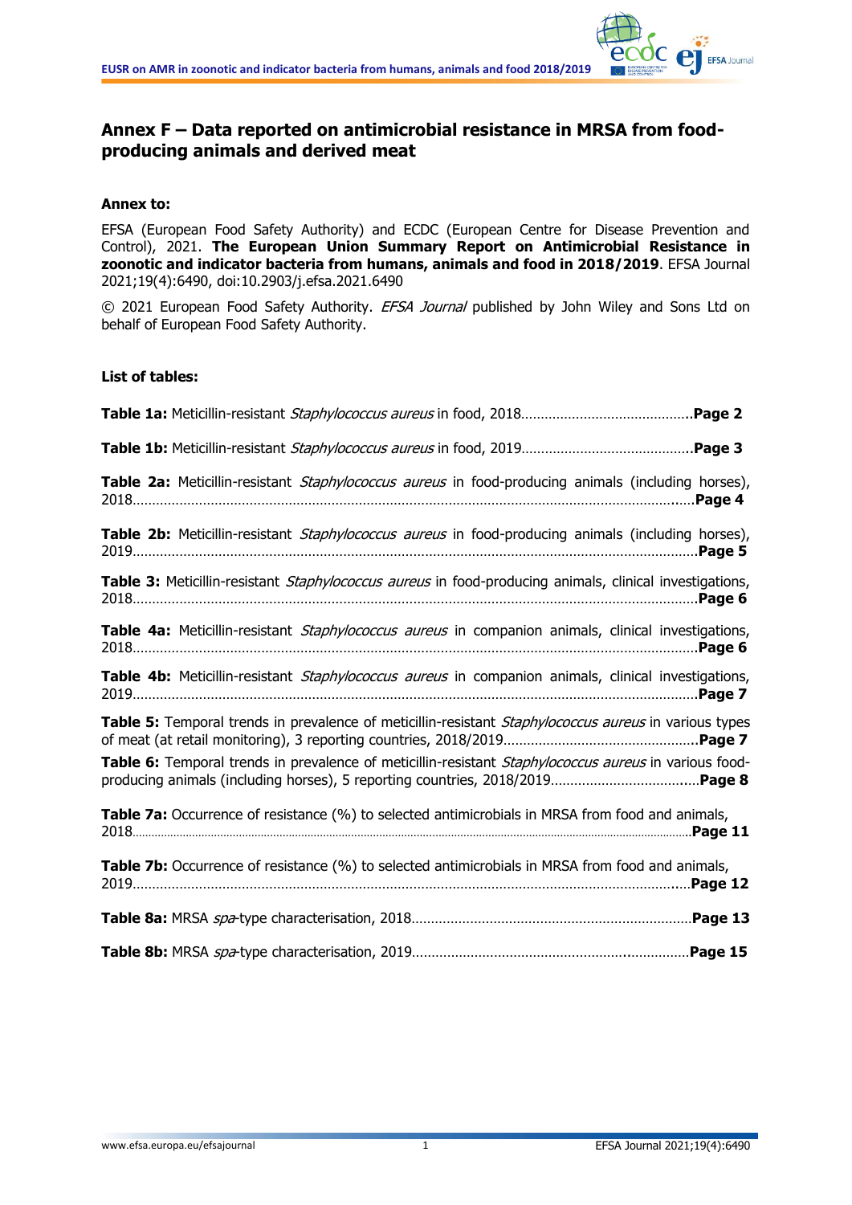# Annex F – Data reported on antimicrobial resistance in MRSA from food-producing animals and derived meat

**Annex to:**

EFSA (European Food Safety Authority) and ECDC (European Centre for Disease Prevention and Control), 2021. **The European Union Summary Report on Antimicrobial Resistance in zoonotic and indicator bacteria from humans, animals and food in 2018/2019**. EFSA Journal 2021;19(4):6490, doi:10.2903/j.efsa.2021.6490

© 2021 European Food Safety Authority. *EFSA Journal* published by John Wiley and Sons Ltd on behalf of European Food Safety Authority.

**List of tables:**

**Table 1a:** Meticillin-resistant *Staphylococcus aureus* in food, 2018……………………………………**Page 2**

**Table 1b:** Meticillin-resistant *Staphylococcus aureus* in food, 2019……………………………………**Page 3**

**Table 2a:** Meticillin-resistant *Staphylococcus aureus* in food-producing animals (including horses), 2018……………………………………………………………………………………………**Page 4**

**Table 2b:** Meticillin-resistant *Staphylococcus aureus* in food-producing animals (including horses), 2019……………………………………………………………………………………………**Page 5**

**Table 3:** Meticillin-resistant *Staphylococcus aureus* in food-producing animals, clinical investigations, 2018……………………………………………………………………………………………**Page 6**

**Table 4a:** Meticillin-resistant *Staphylococcus aureus* in companion animals, clinical investigations, 2018……………………………………………………………………………………………**Page 6**

**Table 4b:** Meticillin-resistant *Staphylococcus aureus* in companion animals, clinical investigations, 2019……………………………………………………………………………………………**Page 7**

**Table 5:** Temporal trends in prevalence of meticillin-resistant *Staphylococcus aureus* in various types of meat (at retail monitoring), 3 reporting countries, 2018/2019…………………………………**Page 7**

**Table 6:** Temporal trends in prevalence of meticillin-resistant *Staphylococcus aureus* in various food-producing animals (including horses), 5 reporting countries, 2018/2019…………………………**Page 8**

**Table 7a:** Occurrence of resistance (%) to selected antimicrobials in MRSA from food and animals, 2018……………………………………………………………………………………………**Page 11**

**Table 7b:** Occurrence of resistance (%) to selected antimicrobials in MRSA from food and animals, 2019……………………………………………………………………………………………**Page 12**

**Table 8a:** MRSA *spa*-type characterisation, 2018………………………………………………………**Page 13**

**Table 8b:** MRSA *spa*-type characterisation, 2019………………………………………………………**Page 15**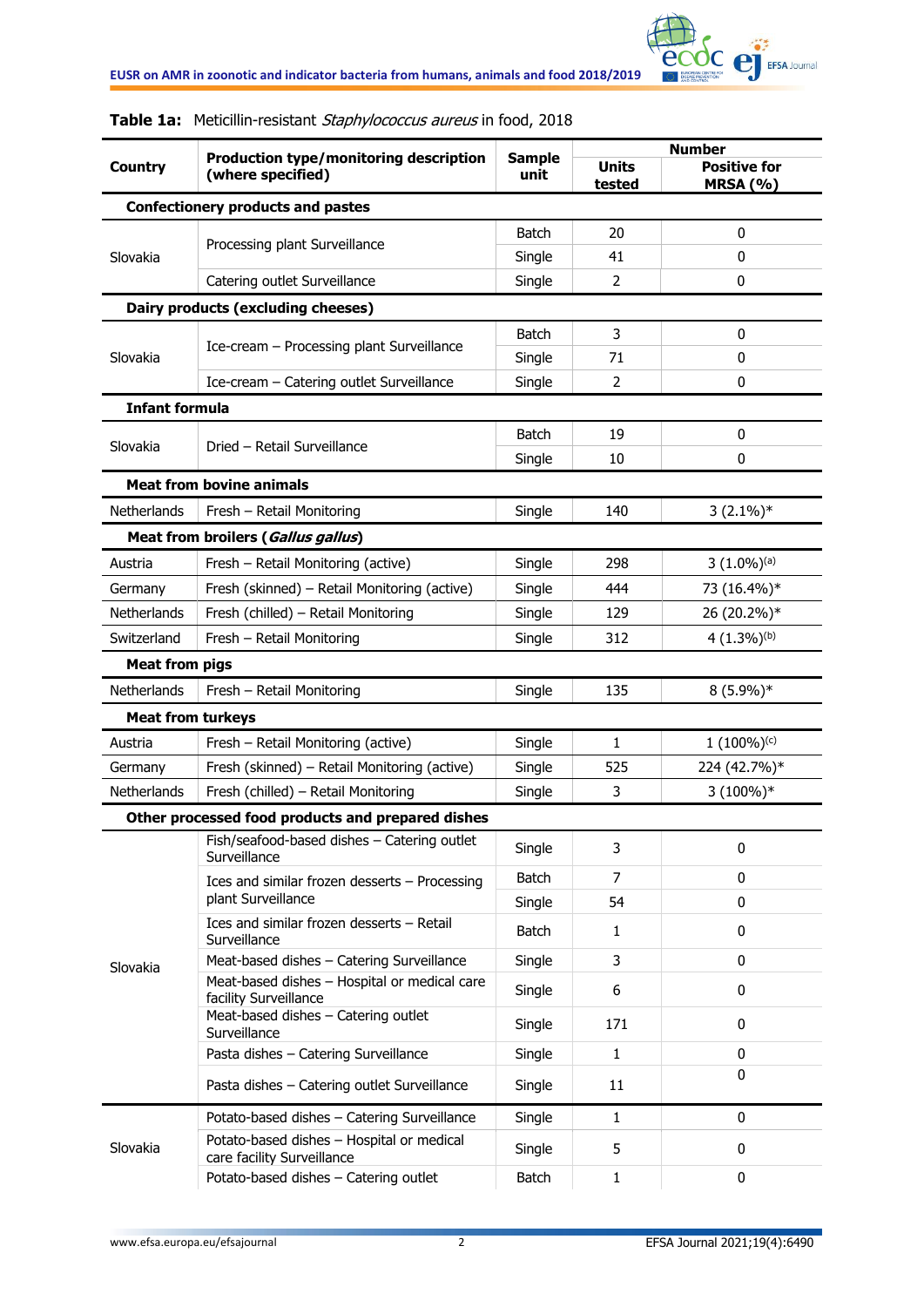**Table 1a:** Meticillin-resistant *Staphylococcus aureus* in food, 2018

| Country | Production type/monitoring description (where specified) | Sample unit | Number | |
|---|---|---|---|---|
| | | | Units tested | Positive for MRSA (%) |
| **Confectionery products and pastes** | | | | |
| Slovakia | Processing plant Surveillance | Batch | 20 | 0 |
| | | Single | 41 | 0 |
| | Catering outlet Surveillance | Single | 2 | 0 |
| **Dairy products (excluding cheeses)** | | | | |
| Slovakia | Ice-cream – Processing plant Surveillance | Batch | 3 | 0 |
| | | Single | 71 | 0 |
| | Ice-cream – Catering outlet Surveillance | Single | 2 | 0 |
| **Infant formula** | | | | |
| Slovakia | Dried – Retail Surveillance | Batch | 19 | 0 |
| | | Single | 10 | 0 |
| **Meat from bovine animals** | | | | |
| Netherlands | Fresh – Retail Monitoring | Single | 140 | 3 (2.1%)* |
| **Meat from broilers (*Gallus gallus*)** | | | | |
| Austria | Fresh – Retail Monitoring (active) | Single | 298 | 3 (1.0%)[(a)] |
| Germany | Fresh (skinned) – Retail Monitoring (active) | Single | 444 | 73 (16.4%)* |
| Netherlands | Fresh (chilled) – Retail Monitoring | Single | 129 | 26 (20.2%)* |
| Switzerland | Fresh – Retail Monitoring | Single | 312 | 4 (1.3%)[(b)] |
| **Meat from pigs** | | | | |
| Netherlands | Fresh – Retail Monitoring | Single | 135 | 8 (5.9%)* |
| **Meat from turkeys** | | | | |
| Austria | Fresh – Retail Monitoring (active) | Single | 1 | 1 (100%)[(c)] |
| Germany | Fresh (skinned) – Retail Monitoring (active) | Single | 525 | 224 (42.7%)* |
| Netherlands | Fresh (chilled) – Retail Monitoring | Single | 3 | 3 (100%)* |
| **Other processed food products and prepared dishes** | | | | |
| Slovakia | Fish/seafood-based dishes – Catering outlet Surveillance | Single | 3 | 0 |
| | Ices and similar frozen desserts – Processing plant Surveillance | Batch | 7 | 0 |
| | | Single | 54 | 0 |
| | Ices and similar frozen desserts – Retail Surveillance | Batch | 1 | 0 |
| | Meat-based dishes – Catering Surveillance | Single | 3 | 0 |
| | Meat-based dishes – Hospital or medical care facility Surveillance | Single | 6 | 0 |
| | Meat-based dishes – Catering outlet Surveillance | Single | 171 | 0 |
| | Pasta dishes – Catering Surveillance | Single | 1 | 0 |
| | Pasta dishes – Catering outlet Surveillance | Single | 11 | 0 |
| Slovakia | Potato-based dishes – Catering Surveillance | Single | 1 | 0 |
| | Potato-based dishes – Hospital or medical care facility Surveillance | Single | 5 | 0 |
| | Potato-based dishes – Catering outlet | Batch | 1 | 0 |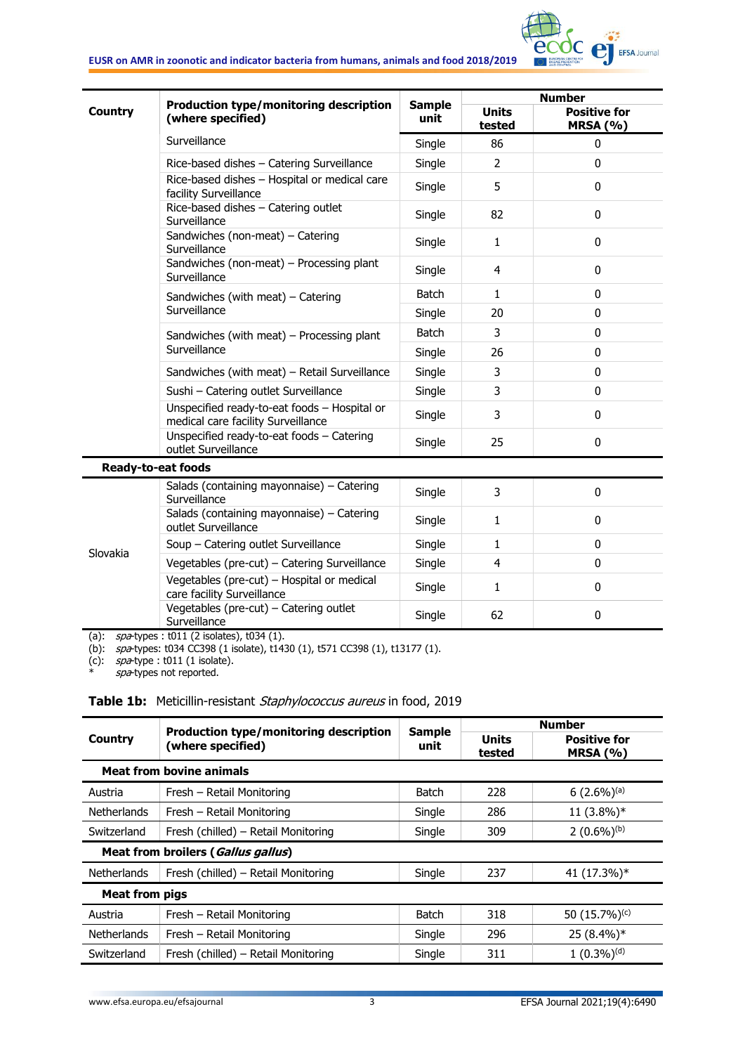| Country | Production type/monitoring description (where specified) | Sample unit | Number | |
|---|---|---|---|---|
| | | | Units tested | Positive for MRSA (%) |
| | Surveillance | Single | 86 | 0 |
| | Rice-based dishes – Catering Surveillance | Single | 2 | 0 |
| | Rice-based dishes – Hospital or medical care facility Surveillance | Single | 5 | 0 |
| | Rice-based dishes – Catering outlet Surveillance | Single | 82 | 0 |
| | Sandwiches (non-meat) – Catering Surveillance | Single | 1 | 0 |
| | Sandwiches (non-meat) – Processing plant Surveillance | Single | 4 | 0 |
| | Sandwiches (with meat) – Catering Surveillance | Batch | 1 | 0 |
| | | Single | 20 | 0 |
| | Sandwiches (with meat) – Processing plant Surveillance | Batch | 3 | 0 |
| | | Single | 26 | 0 |
| | Sandwiches (with meat) – Retail Surveillance | Single | 3 | 0 |
| | Sushi – Catering outlet Surveillance | Single | 3 | 0 |
| | Unspecified ready-to-eat foods – Hospital or medical care facility Surveillance | Single | 3 | 0 |
| | Unspecified ready-to-eat foods – Catering outlet Surveillance | Single | 25 | 0 |
| **Ready-to-eat foods** | | | | |
| Slovakia | Salads (containing mayonnaise) – Catering Surveillance | Single | 3 | 0 |
| | Salads (containing mayonnaise) – Catering outlet Surveillance | Single | 1 | 0 |
| | Soup – Catering outlet Surveillance | Single | 1 | 0 |
| | Vegetables (pre-cut) – Catering Surveillance | Single | 4 | 0 |
| | Vegetables (pre-cut) – Hospital or medical care facility Surveillance | Single | 1 | 0 |
| | Vegetables (pre-cut) – Catering outlet Surveillance | Single | 62 | 0 |

(a): *spa*-types : t011 (2 isolates), t034 (1).
(b): *spa*-types: t034 CC398 (1 isolate), t1430 (1), t571 CC398 (1), t13177 (1).
(c): *spa*-type : t011 (1 isolate).
*: *spa*-types not reported.

**Table 1b:** Meticillin-resistant *Staphylococcus aureus* in food, 2019

| Country | Production type/monitoring description (where specified) | Sample unit | Number | |
|---|---|---|---|---|
| | | | Units tested | Positive for MRSA (%) |
| **Meat from bovine animals** | | | | |
| Austria | Fresh – Retail Monitoring | Batch | 228 | 6 (2.6%)[(a)] |
| Netherlands | Fresh – Retail Monitoring | Single | 286 | 11 (3.8%)* |
| Switzerland | Fresh (chilled) – Retail Monitoring | Single | 309 | 2 (0.6%)[(b)] |
| **Meat from broilers (*Gallus gallus*)** | | | | |
| Netherlands | Fresh (chilled) – Retail Monitoring | Single | 237 | 41 (17.3%)* |
| **Meat from pigs** | | | | |
| Austria | Fresh – Retail Monitoring | Batch | 318 | 50 (15.7%)[(c)] |
| Netherlands | Fresh – Retail Monitoring | Single | 296 | 25 (8.4%)* |
| Switzerland | Fresh (chilled) – Retail Monitoring | Single | 311 | 1 (0.3%)[(d)] |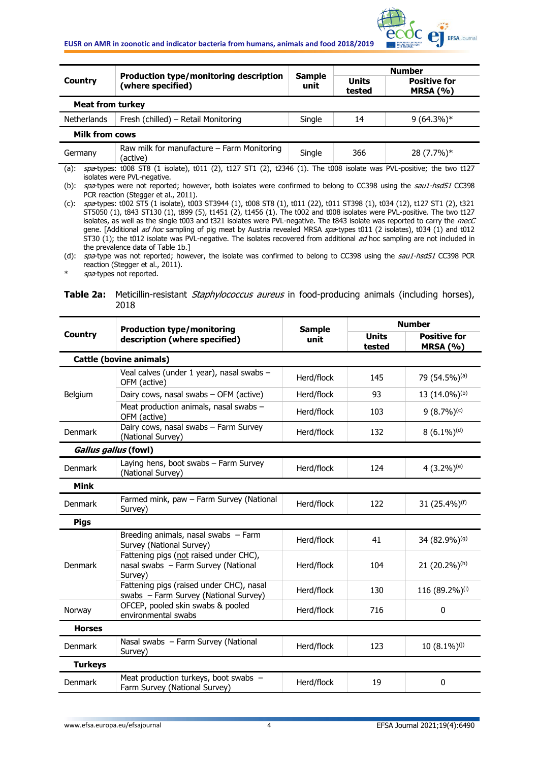| Country | Production type/monitoring description (where specified) | Sample unit | Number | |
|---|---|---|---|---|
| | | | Units tested | Positive for MRSA (%) |
| **Meat from turkey** | | | | |
| Netherlands | Fresh (chilled) – Retail Monitoring | Single | 14 | 9 (64.3%)* |
| **Milk from cows** | | | | |
| Germany | Raw milk for manufacture – Farm Monitoring (active) | Single | 366 | 28 (7.7%)* |

(a): *spa*-types: t008 ST8 (1 isolate), t011 (2), t127 ST1 (2), t2346 (1). The t008 isolate was PVL-positive; the two t127 isolates were PVL-negative.

(b): *spa*-types were not reported; however, both isolates were confirmed to belong to CC398 using the *sau1-hsdS1* CC398 PCR reaction (Stegger et al., 2011).

(c): *spa*-types: t002 ST5 (1 isolate), t003 ST3944 (1), t008 ST8 (1), t011 (22), t011 ST398 (1), t034 (12), t127 ST1 (2), t321 ST5050 (1), t843 ST130 (1), t899 (5), t1451 (2), t1456 (1). The t002 and t008 isolates were PVL-positive. The two t127 isolates, as well as the single t003 and t321 isolates were PVL-negative. The t843 isolate was reported to carry the *mecC* gene. [Additional *ad hoc* sampling of pig meat by Austria revealed MRSA *spa*-types t011 (2 isolates), t034 (1) and t012 ST30 (1); the t012 isolate was PVL-negative. The isolates recovered from additional *ad hoc* sampling are not included in the prevalence data of Table 1b.]

(d): *spa*-type was not reported; however, the isolate was confirmed to belong to CC398 using the *sau1-hsdS1* CC398 PCR reaction (Stegger et al., 2011).

\* *spa*-types not reported.

**Table 2a:** Meticillin-resistant *Staphylococcus aureus* in food-producing animals (including horses), 2018

| Country | Production type/monitoring description (where specified) | Sample unit | Number | |
|---|---|---|---|---|
| | | | Units tested | Positive for MRSA (%) |
| **Cattle (bovine animals)** | | | | |
| Belgium | Veal calves (under 1 year), nasal swabs – OFM (active) | Herd/flock | 145 | 79 (54.5%)[(a)] |
| | Dairy cows, nasal swabs – OFM (active) | Herd/flock | 93 | 13 (14.0%)[(b)] |
| | Meat production animals, nasal swabs – OFM (active) | Herd/flock | 103 | 9 (8.7%)[(c)] |
| Denmark | Dairy cows, nasal swabs – Farm Survey (National Survey) | Herd/flock | 132 | 8 (6.1%)[(d)] |
| ***Gallus gallus* (fowl)** | | | | |
| Denmark | Laying hens, boot swabs – Farm Survey (National Survey) | Herd/flock | 124 | 4 (3.2%)[(e)] |
| **Mink** | | | | |
| Denmark | Farmed mink, paw – Farm Survey (National Survey) | Herd/flock | 122 | 31 (25.4%)[(f)] |
| **Pigs** | | | | |
| Denmark | Breeding animals, nasal swabs – Farm Survey (National Survey) | Herd/flock | 41 | 34 (82.9%)[(g)] |
| | Fattening pigs (not raised under CHC), nasal swabs – Farm Survey (National Survey) | Herd/flock | 104 | 21 (20.2%)[(h)] |
| | Fattening pigs (raised under CHC), nasal swabs – Farm Survey (National Survey) | Herd/flock | 130 | 116 (89.2%)[(i)] |
| Norway | OFCEP, pooled skin swabs & pooled environmental swabs | Herd/flock | 716 | 0 |
| **Horses** | | | | |
| Denmark | Nasal swabs – Farm Survey (National Survey) | Herd/flock | 123 | 10 (8.1%)[(j)] |
| **Turkeys** | | | | |
| Denmark | Meat production turkeys, boot swabs – Farm Survey (National Survey) | Herd/flock | 19 | 0 |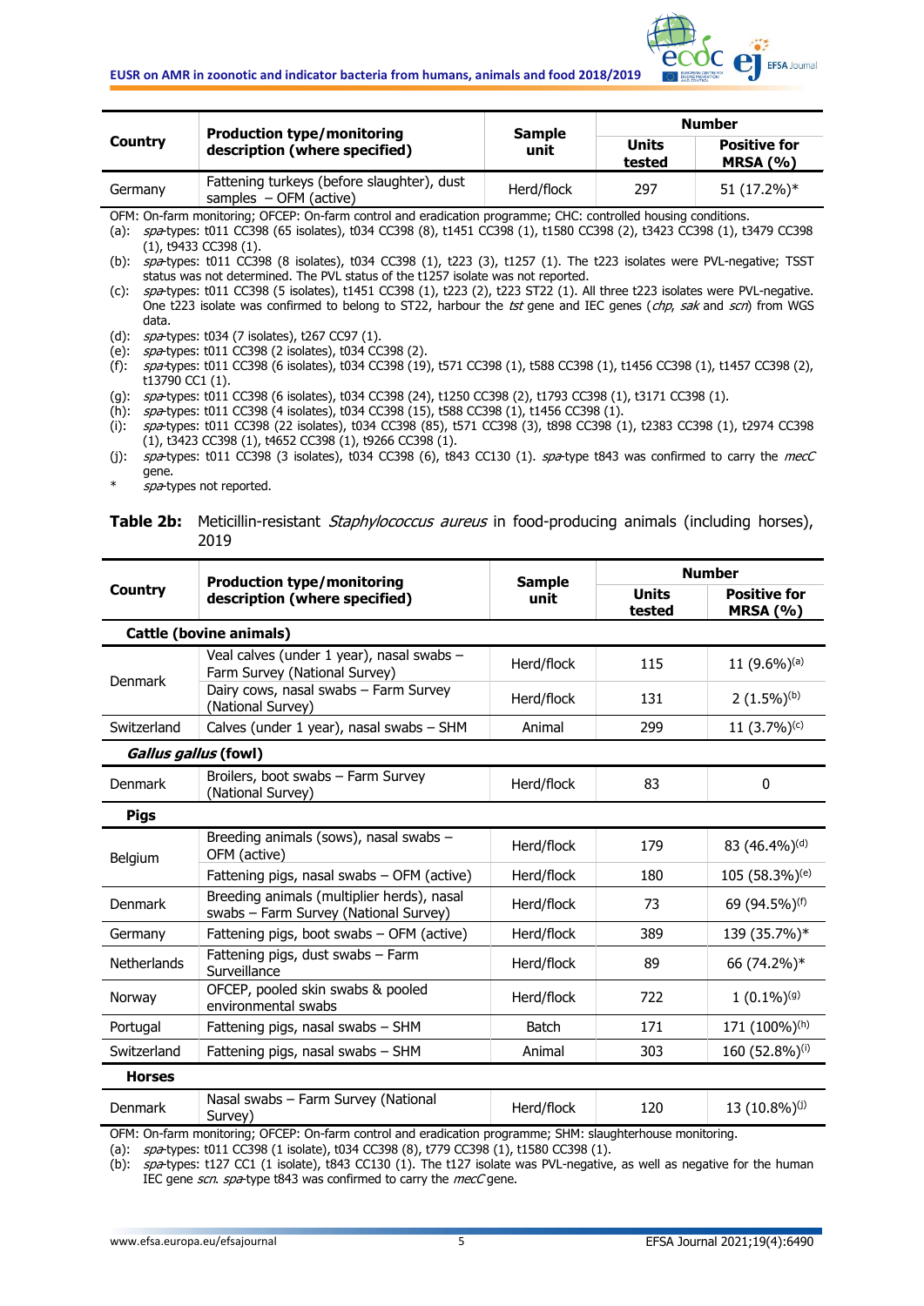| Country | Production type/monitoring description (where specified) | Sample unit | Number | |
|---|---|---|---|---|
| | | | Units tested | Positive for MRSA (%) |
| Germany | Fattening turkeys (before slaughter), dust samples – OFM (active) | Herd/flock | 297 | 51 (17.2%)* |

OFM: On-farm monitoring; OFCEP: On-farm control and eradication programme; CHC: controlled housing conditions.

(a): *spa*-types: t011 CC398 (65 isolates), t034 CC398 (8), t1451 CC398 (1), t1580 CC398 (2), t3423 CC398 (1), t3479 CC398 (1), t9433 CC398 (1).

(b): *spa*-types: t011 CC398 (8 isolates), t034 CC398 (1), t223 (3), t1257 (1). The t223 isolates were PVL-negative; TSST status was not determined. The PVL status of the t1257 isolate was not reported.

(c): *spa*-types: t011 CC398 (5 isolates), t1451 CC398 (1), t223 (2), t223 ST22 (1). All three t223 isolates were PVL-negative. One t223 isolate was confirmed to belong to ST22, harbour the *tst* gene and IEC genes (*chp*, *sak* and *scn*) from WGS data.

(d): *spa*-types: t034 (7 isolates), t267 CC97 (1).

(e): *spa*-types: t011 CC398 (2 isolates), t034 CC398 (2).

(f): *spa*-types: t011 CC398 (6 isolates), t034 CC398 (19), t571 CC398 (1), t588 CC398 (1), t1456 CC398 (1), t1457 CC398 (2), t13790 CC1 (1).

(g): *spa*-types: t011 CC398 (6 isolates), t034 CC398 (24), t1250 CC398 (2), t1793 CC398 (1), t3171 CC398 (1).

(h): *spa*-types: t011 CC398 (4 isolates), t034 CC398 (15), t588 CC398 (1), t1456 CC398 (1).

(i): *spa*-types: t011 CC398 (22 isolates), t034 CC398 (85), t571 CC398 (3), t898 CC398 (1), t2383 CC398 (1), t2974 CC398 (1), t3423 CC398 (1), t4652 CC398 (1), t9266 CC398 (1).

(j): *spa*-types: t011 CC398 (3 isolates), t034 CC398 (6), t843 CC130 (1). *spa*-type t843 was confirmed to carry the *mecC* gene.

*: *spa*-types not reported.

**Table 2b:** Meticillin-resistant *Staphylococcus aureus* in food-producing animals (including horses), 2019

| Country | Production type/monitoring description (where specified) | Sample unit | Number | |
|---|---|---|---|---|
| | | | Units tested | Positive for MRSA (%) |
| **Cattle (bovine animals)** | | | | |
| Denmark | Veal calves (under 1 year), nasal swabs – Farm Survey (National Survey) | Herd/flock | 115 | 11 (9.6%)[(a)] |
| | Dairy cows, nasal swabs – Farm Survey (National Survey) | Herd/flock | 131 | 2 (1.5%)[(b)] |
| Switzerland | Calves (under 1 year), nasal swabs – SHM | Animal | 299 | 11 (3.7%)[(c)] |
| ***Gallus gallus* (fowl)** | | | | |
| Denmark | Broilers, boot swabs – Farm Survey (National Survey) | Herd/flock | 83 | 0 |
| **Pigs** | | | | |
| Belgium | Breeding animals (sows), nasal swabs – OFM (active) | Herd/flock | 179 | 83 (46.4%)[(d)] |
| | Fattening pigs, nasal swabs – OFM (active) | Herd/flock | 180 | 105 (58.3%)[(e)] |
| Denmark | Breeding animals (multiplier herds), nasal swabs – Farm Survey (National Survey) | Herd/flock | 73 | 69 (94.5%)[(f)] |
| Germany | Fattening pigs, boot swabs – OFM (active) | Herd/flock | 389 | 139 (35.7%)* |
| Netherlands | Fattening pigs, dust swabs – Farm Surveillance | Herd/flock | 89 | 66 (74.2%)* |
| Norway | OFCEP, pooled skin swabs & pooled environmental swabs | Herd/flock | 722 | 1 (0.1%)[(g)] |
| Portugal | Fattening pigs, nasal swabs – SHM | Batch | 171 | 171 (100%)[(h)] |
| Switzerland | Fattening pigs, nasal swabs – SHM | Animal | 303 | 160 (52.8%)[(i)] |
| **Horses** | | | | |
| Denmark | Nasal swabs – Farm Survey (National Survey) | Herd/flock | 120 | 13 (10.8%)[(j)] |

OFM: On-farm monitoring; OFCEP: On-farm control and eradication programme; SHM: slaughterhouse monitoring.

(a): *spa*-types: t011 CC398 (1 isolate), t034 CC398 (8), t779 CC398 (1), t1580 CC398 (1).

(b): *spa*-types: t127 CC1 (1 isolate), t843 CC130 (1). The t127 isolate was PVL-negative, as well as negative for the human IEC gene *scn*. *spa*-type t843 was confirmed to carry the *mecC* gene.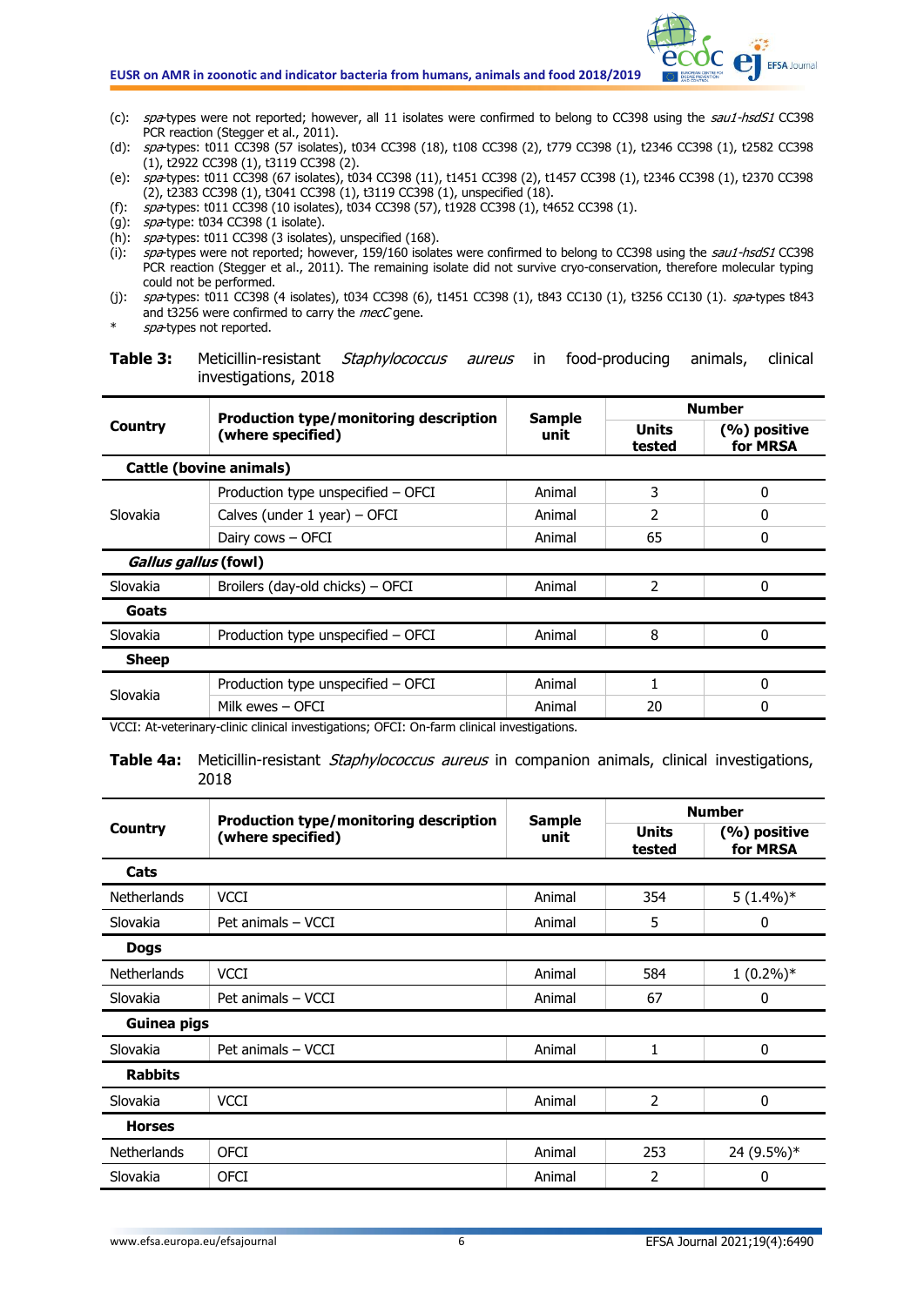(c): *spa*-types were not reported; however, all 11 isolates were confirmed to belong to CC398 using the *sau1-hsdS1* CC398 PCR reaction (Stegger et al., 2011).
(d): *spa*-types: t011 CC398 (57 isolates), t034 CC398 (18), t108 CC398 (2), t779 CC398 (1), t2346 CC398 (1), t2582 CC398 (1), t2922 CC398 (1), t3119 CC398 (2).
(e): *spa*-types: t011 CC398 (67 isolates), t034 CC398 (11), t1451 CC398 (2), t1457 CC398 (1), t2346 CC398 (1), t2370 CC398 (2), t2383 CC398 (1), t3041 CC398 (1), t3119 CC398 (1), unspecified (18).
(f): *spa*-types: t011 CC398 (10 isolates), t034 CC398 (57), t1928 CC398 (1), t4652 CC398 (1).
(g): *spa*-type: t034 CC398 (1 isolate).
(h): *spa*-types: t011 CC398 (3 isolates), unspecified (168).
(i): *spa*-types were not reported; however, 159/160 isolates were confirmed to belong to CC398 using the *sau1-hsdS1* CC398 PCR reaction (Stegger et al., 2011). The remaining isolate did not survive cryo-conservation, therefore molecular typing could not be performed.
(j): *spa*-types: t011 CC398 (4 isolates), t034 CC398 (6), t1451 CC398 (1), t843 CC130 (1), t3256 CC130 (1). *spa*-types t843 and t3256 were confirmed to carry the *mecC* gene.
*    *spa*-types not reported.

**Table 3:** Meticillin-resistant *Staphylococcus aureus* in food-producing animals, clinical investigations, 2018

| Country | Production type/monitoring description (where specified) | Sample unit | Number | |
|---|---|---|---|---|
| | | | Units tested | (%) positive for MRSA |
| **Cattle (bovine animals)** | | | | |
| Slovakia | Production type unspecified – OFCI | Animal | 3 | 0 |
| | Calves (under 1 year) – OFCI | Animal | 2 | 0 |
| | Dairy cows – OFCI | Animal | 65 | 0 |
| ***Gallus gallus* (fowl)** | | | | |
| Slovakia | Broilers (day-old chicks) – OFCI | Animal | 2 | 0 |
| **Goats** | | | | |
| Slovakia | Production type unspecified – OFCI | Animal | 8 | 0 |
| **Sheep** | | | | |
| Slovakia | Production type unspecified – OFCI | Animal | 1 | 0 |
| | Milk ewes – OFCI | Animal | 20 | 0 |

VCCI: At-veterinary-clinic clinical investigations; OFCI: On-farm clinical investigations.

**Table 4a:** Meticillin-resistant *Staphylococcus aureus* in companion animals, clinical investigations, 2018

| Country | Production type/monitoring description (where specified) | Sample unit | Number | |
|---|---|---|---|---|
| | | | Units tested | (%) positive for MRSA |
| **Cats** | | | | |
| Netherlands | VCCI | Animal | 354 | 5 (1.4%)* |
| Slovakia | Pet animals – VCCI | Animal | 5 | 0 |
| **Dogs** | | | | |
| Netherlands | VCCI | Animal | 584 | 1 (0.2%)* |
| Slovakia | Pet animals – VCCI | Animal | 67 | 0 |
| **Guinea pigs** | | | | |
| Slovakia | Pet animals – VCCI | Animal | 1 | 0 |
| **Rabbits** | | | | |
| Slovakia | VCCI | Animal | 2 | 0 |
| **Horses** | | | | |
| Netherlands | OFCI | Animal | 253 | 24 (9.5%)* |
| Slovakia | OFCI | Animal | 2 | 0 |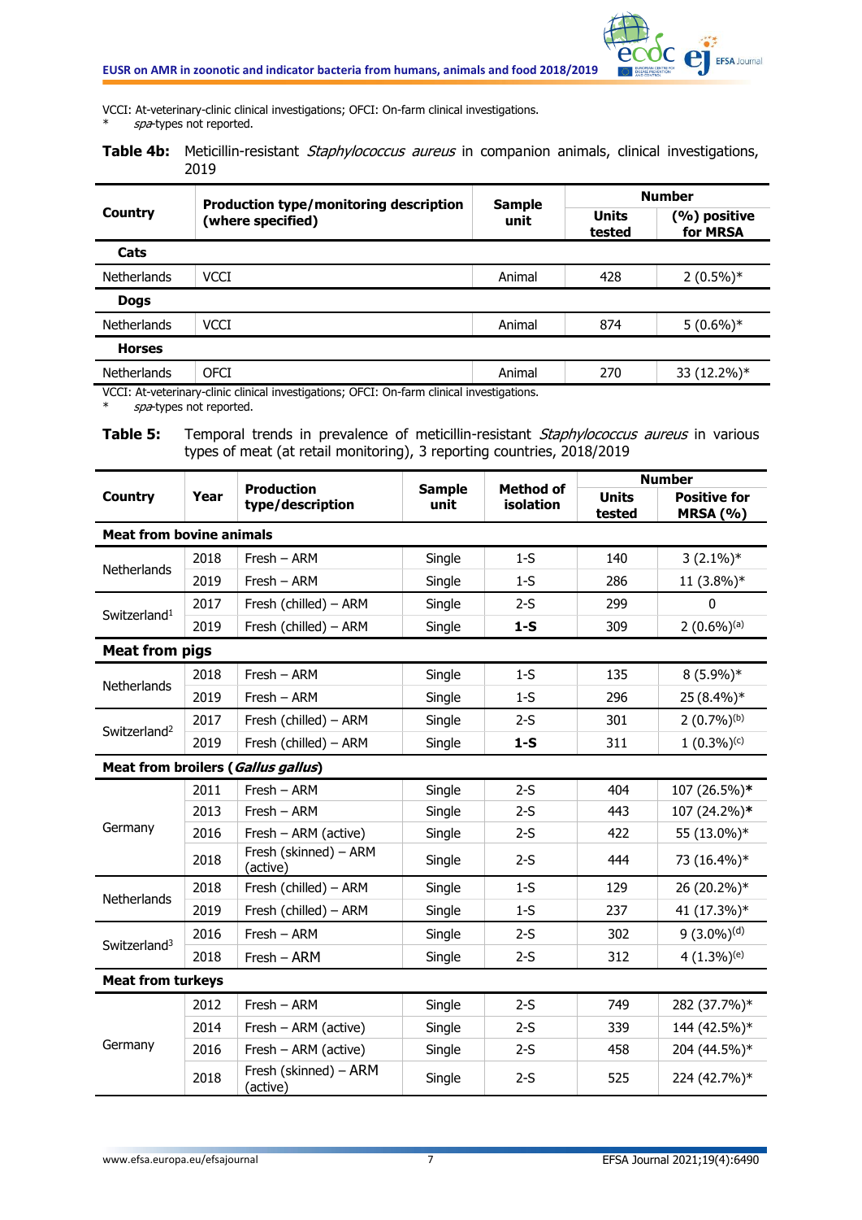VCCI: At-veterinary-clinic clinical investigations; OFCI: On-farm clinical investigations.
* *spa*-types not reported.

**Table 4b:** Meticillin-resistant *Staphylococcus aureus* in companion animals, clinical investigations, 2019

| Country | Production type/monitoring description (where specified) | Sample unit | Number | |
|---|---|---|---|---|
| | | | Units tested | (%) positive for MRSA |
| **Cats** | | | | |
| Netherlands | VCCI | Animal | 428 | 2 (0.5%)* |
| **Dogs** | | | | |
| Netherlands | VCCI | Animal | 874 | 5 (0.6%)* |
| **Horses** | | | | |
| Netherlands | OFCI | Animal | 270 | 33 (12.2%)* |

VCCI: At-veterinary-clinic clinical investigations; OFCI: On-farm clinical investigations.
* *spa*-types not reported.

**Table 5:** Temporal trends in prevalence of meticillin-resistant *Staphylococcus aureus* in various types of meat (at retail monitoring), 3 reporting countries, 2018/2019

| Country | Year | Production type/description | Sample unit | Method of isolation | Number | |
|---|---|---|---|---|---|---|
| | | | | | Units tested | Positive for MRSA (%) |
| **Meat from bovine animals** | | | | | | |
| Netherlands | 2018 | Fresh – ARM | Single | 1-S | 140 | 3 (2.1%)* |
| | 2019 | Fresh – ARM | Single | 1-S | 286 | 11 (3.8%)* |
| Switzerland[1] | 2017 | Fresh (chilled) – ARM | Single | 2-S | 299 | 0 |
| | 2019 | Fresh (chilled) – ARM | Single | **1-S** | 309 | 2 (0.6%)[(a)] |
| **Meat from pigs** | | | | | | |
| Netherlands | 2018 | Fresh – ARM | Single | 1-S | 135 | 8 (5.9%)* |
| | 2019 | Fresh – ARM | Single | 1-S | 296 | 25 (8.4%)* |
| Switzerland[2] | 2017 | Fresh (chilled) – ARM | Single | 2-S | 301 | 2 (0.7%)[(b)] |
| | 2019 | Fresh (chilled) – ARM | Single | **1-S** | 311 | 1 (0.3%)[(c)] |
| **Meat from broilers (*Gallus gallus*)** | | | | | | |
| Germany | 2011 | Fresh – ARM | Single | 2-S | 404 | 107 (26.5%)***** |
| | 2013 | Fresh – ARM | Single | 2-S | 443 | 107 (24.2%)***** |
| | 2016 | Fresh – ARM (active) | Single | 2-S | 422 | 55 (13.0%)* |
| | 2018 | Fresh (skinned) – ARM (active) | Single | 2-S | 444 | 73 (16.4%)* |
| Netherlands | 2018 | Fresh (chilled) – ARM | Single | 1-S | 129 | 26 (20.2%)* |
| | 2019 | Fresh (chilled) – ARM | Single | 1-S | 237 | 41 (17.3%)* |
| Switzerland[3] | 2016 | Fresh – ARM | Single | 2-S | 302 | 9 (3.0%)[(d)] |
| | 2018 | Fresh – ARM | Single | 2-S | 312 | 4 (1.3%)[(e)] |
| **Meat from turkeys** | | | | | | |
| Germany | 2012 | Fresh – ARM | Single | 2-S | 749 | 282 (37.7%)* |
| | 2014 | Fresh – ARM (active) | Single | 2-S | 339 | 144 (42.5%)* |
| | 2016 | Fresh – ARM (active) | Single | 2-S | 458 | 204 (44.5%)* |
| | 2018 | Fresh (skinned) – ARM (active) | Single | 2-S | 525 | 224 (42.7%)* |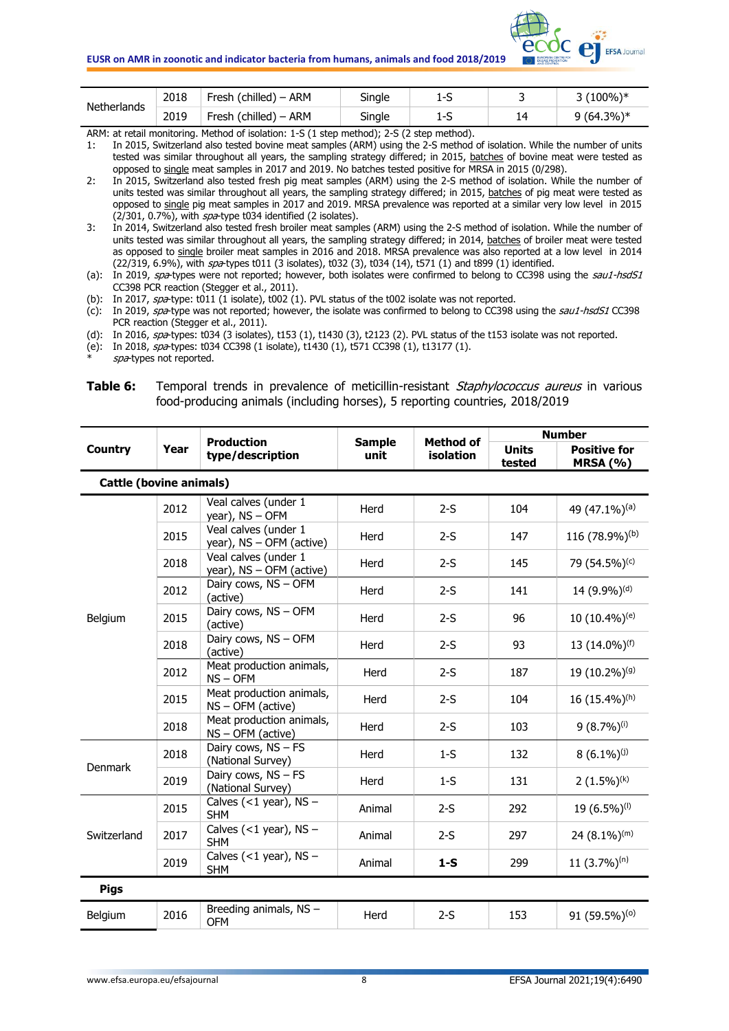| Netherlands | 2018 | Fresh (chilled) – ARM | Single | 1-S | 3 | 3 (100%)* |
|---|---|---|---|---|---|---|
| | 2019 | Fresh (chilled) – ARM | Single | 1-S | 14 | 9 (64.3%)* |

ARM: at retail monitoring. Method of isolation: 1-S (1 step method); 2-S (2 step method).

1: In 2015, Switzerland also tested bovine meat samples (ARM) using the 2-S method of isolation. While the number of units tested was similar throughout all years, the sampling strategy differed; in 2015, batches of bovine meat were tested as opposed to single meat samples in 2017 and 2019. No batches tested positive for MRSA in 2015 (0/298).

2: In 2015, Switzerland also tested fresh pig meat samples (ARM) using the 2-S method of isolation. While the number of units tested was similar throughout all years, the sampling strategy differed; in 2015, batches of pig meat were tested as opposed to single pig meat samples in 2017 and 2019. MRSA prevalence was reported at a similar very low level in 2015 (2/301, 0.7%), with *spa*-type t034 identified (2 isolates).

3: In 2014, Switzerland also tested fresh broiler meat samples (ARM) using the 2-S method of isolation. While the number of units tested was similar throughout all years, the sampling strategy differed; in 2014, batches of broiler meat were tested as opposed to single broiler meat samples in 2016 and 2018. MRSA prevalence was also reported at a low level in 2014 (22/319, 6.9%), with *spa*-types t011 (3 isolates), t032 (3), t034 (14), t571 (1) and t899 (1) identified.

(a): In 2019, *spa*-types were not reported; however, both isolates were confirmed to belong to CC398 using the *sau1-hsdS1* CC398 PCR reaction (Stegger et al., 2011).

(b): In 2017, *spa*-type: t011 (1 isolate), t002 (1). PVL status of the t002 isolate was not reported.

(c): In 2019, *spa*-type was not reported; however, the isolate was confirmed to belong to CC398 using the *sau1-hsdS1* CC398 PCR reaction (Stegger et al., 2011).

(d): In 2016, *spa*-types: t034 (3 isolates), t153 (1), t1430 (3), t2123 (2). PVL status of the t153 isolate was not reported.

(e): In 2018, *spa*-types: t034 CC398 (1 isolate), t1430 (1), t571 CC398 (1), t13177 (1).

\*: *spa*-types not reported.

**Table 6:** Temporal trends in prevalence of meticillin-resistant *Staphylococcus aureus* in various food-producing animals (including horses), 5 reporting countries, 2018/2019

| Country | Year | Production type/description | Sample unit | Method of isolation | Number | |
|---|---|---|---|---|---|---|
| | | | | | Units tested | Positive for MRSA (%) |
| **Cattle (bovine animals)** | | | | | | |
| Belgium | 2012 | Veal calves (under 1 year), NS – OFM | Herd | 2-S | 104 | 49 (47.1%)[(a)] |
| | 2015 | Veal calves (under 1 year), NS – OFM (active) | Herd | 2-S | 147 | 116 (78.9%)[(b)] |
| | 2018 | Veal calves (under 1 year), NS – OFM (active) | Herd | 2-S | 145 | 79 (54.5%)[(c)] |
| | 2012 | Dairy cows, NS – OFM (active) | Herd | 2-S | 141 | 14 (9.9%)[(d)] |
| | 2015 | Dairy cows, NS – OFM (active) | Herd | 2-S | 96 | 10 (10.4%)[(e)] |
| | 2018 | Dairy cows, NS – OFM (active) | Herd | 2-S | 93 | 13 (14.0%)[(f)] |
| | 2012 | Meat production animals, NS – OFM | Herd | 2-S | 187 | 19 (10.2%)[(g)] |
| | 2015 | Meat production animals, NS – OFM (active) | Herd | 2-S | 104 | 16 (15.4%)[(h)] |
| | 2018 | Meat production animals, NS – OFM (active) | Herd | 2-S | 103 | 9 (8.7%)[(i)] |
| Denmark | 2018 | Dairy cows, NS – FS (National Survey) | Herd | 1-S | 132 | 8 (6.1%)[(j)] |
| | 2019 | Dairy cows, NS – FS (National Survey) | Herd | 1-S | 131 | 2 (1.5%)[(k)] |
| Switzerland | 2015 | Calves (<1 year), NS – SHM | Animal | 2-S | 292 | 19 (6.5%)[(l)] |
| | 2017 | Calves (<1 year), NS – SHM | Animal | 2-S | 297 | 24 (8.1%)[(m)] |
| | 2019 | Calves (<1 year), NS – SHM | Animal | **1-S** | 299 | 11 (3.7%)[(n)] |
| **Pigs** | | | | | | |
| Belgium | 2016 | Breeding animals, NS – OFM | Herd | 2-S | 153 | 91 (59.5%)[(o)] |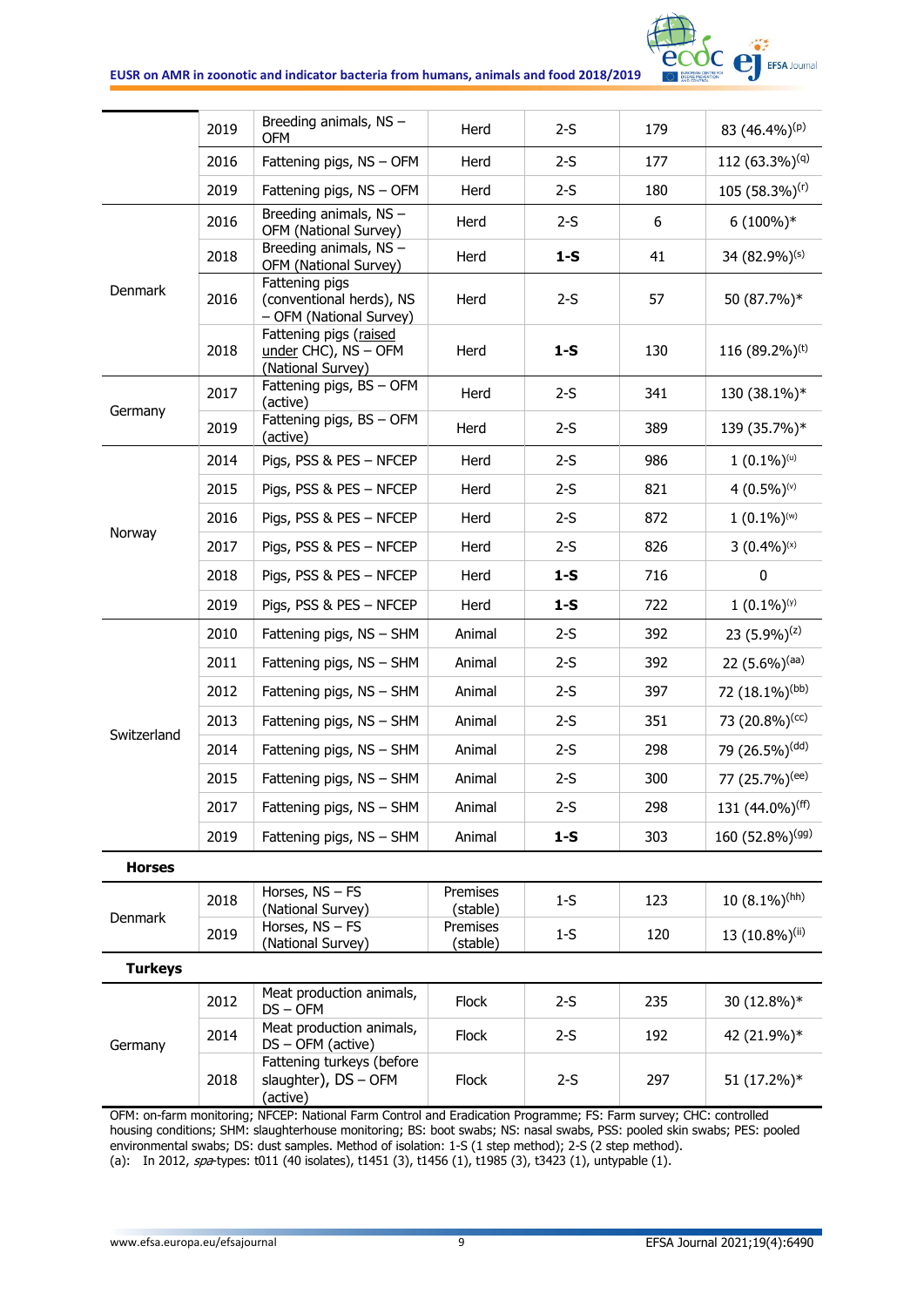| | | | | | | |
|---|---|---|---|---|---|---|
| | 2019 | Breeding animals, NS – OFM | Herd | 2-S | 179 | 83 (46.4%)[(p)] |
| | 2016 | Fattening pigs, NS – OFM | Herd | 2-S | 177 | 112 (63.3%)[(q)] |
| | 2019 | Fattening pigs, NS – OFM | Herd | 2-S | 180 | 105 (58.3%)[(r)] |
| Denmark | 2016 | Breeding animals, NS – OFM (National Survey) | Herd | 2-S | 6 | 6 (100%)* |
| | 2018 | Breeding animals, NS – OFM (National Survey) | Herd | **1-S** | 41 | 34 (82.9%)[(s)] |
| | 2016 | Fattening pigs (conventional herds), NS – OFM (National Survey) | Herd | 2-S | 57 | 50 (87.7%)* |
| | 2018 | Fattening pigs (raised under CHC), NS – OFM (National Survey) | Herd | **1-S** | 130 | 116 (89.2%)[(t)] |
| Germany | 2017 | Fattening pigs, BS – OFM (active) | Herd | 2-S | 341 | 130 (38.1%)* |
| | 2019 | Fattening pigs, BS – OFM (active) | Herd | 2-S | 389 | 139 (35.7%)* |
| Norway | 2014 | Pigs, PSS & PES – NFCEP | Herd | 2-S | 986 | 1 (0.1%)[(u)] |
| | 2015 | Pigs, PSS & PES – NFCEP | Herd | 2-S | 821 | 4 (0.5%)[(v)] |
| | 2016 | Pigs, PSS & PES – NFCEP | Herd | 2-S | 872 | 1 (0.1%)[(w)] |
| | 2017 | Pigs, PSS & PES – NFCEP | Herd | 2-S | 826 | 3 (0.4%)[(x)] |
| | 2018 | Pigs, PSS & PES – NFCEP | Herd | **1-S** | 716 | 0 |
| | 2019 | Pigs, PSS & PES – NFCEP | Herd | **1-S** | 722 | 1 (0.1%)[(y)] |
| Switzerland | 2010 | Fattening pigs, NS – SHM | Animal | 2-S | 392 | 23 (5.9%)[(z)] |
| | 2011 | Fattening pigs, NS – SHM | Animal | 2-S | 392 | 22 (5.6%)[(aa)] |
| | 2012 | Fattening pigs, NS – SHM | Animal | 2-S | 397 | 72 (18.1%)[(bb)] |
| | 2013 | Fattening pigs, NS – SHM | Animal | 2-S | 351 | 73 (20.8%)[(cc)] |
| | 2014 | Fattening pigs, NS – SHM | Animal | 2-S | 298 | 79 (26.5%)[(dd)] |
| | 2015 | Fattening pigs, NS – SHM | Animal | 2-S | 300 | 77 (25.7%)[(ee)] |
| | 2017 | Fattening pigs, NS – SHM | Animal | 2-S | 298 | 131 (44.0%)[(ff)] |
| | 2019 | Fattening pigs, NS – SHM | Animal | **1-S** | 303 | 160 (52.8%)[(gg)] |
| **Horses** | | | | | | |
| Denmark | 2018 | Horses, NS – FS (National Survey) | Premises (stable) | 1-S | 123 | 10 (8.1%)[(hh)] |
| | 2019 | Horses, NS – FS (National Survey) | Premises (stable) | 1-S | 120 | 13 (10.8%)[(ii)] |
| **Turkeys** | | | | | | |
| Germany | 2012 | Meat production animals, DS – OFM | Flock | 2-S | 235 | 30 (12.8%)* |
| | 2014 | Meat production animals, DS – OFM (active) | Flock | 2-S | 192 | 42 (21.9%)* |
| | 2018 | Fattening turkeys (before slaughter), DS – OFM (active) | Flock | 2-S | 297 | 51 (17.2%)* |

OFM: on-farm monitoring; NFCEP: National Farm Control and Eradication Programme; FS: Farm survey; CHC: controlled housing conditions; SHM: slaughterhouse monitoring; BS: boot swabs; NS: nasal swabs, PSS: pooled skin swabs; PES: pooled environmental swabs; DS: dust samples. Method of isolation: 1-S (1 step method); 2-S (2 step method).

(a): In 2012, *spa*-types: t011 (40 isolates), t1451 (3), t1456 (1), t1985 (3), t3423 (1), untypable (1).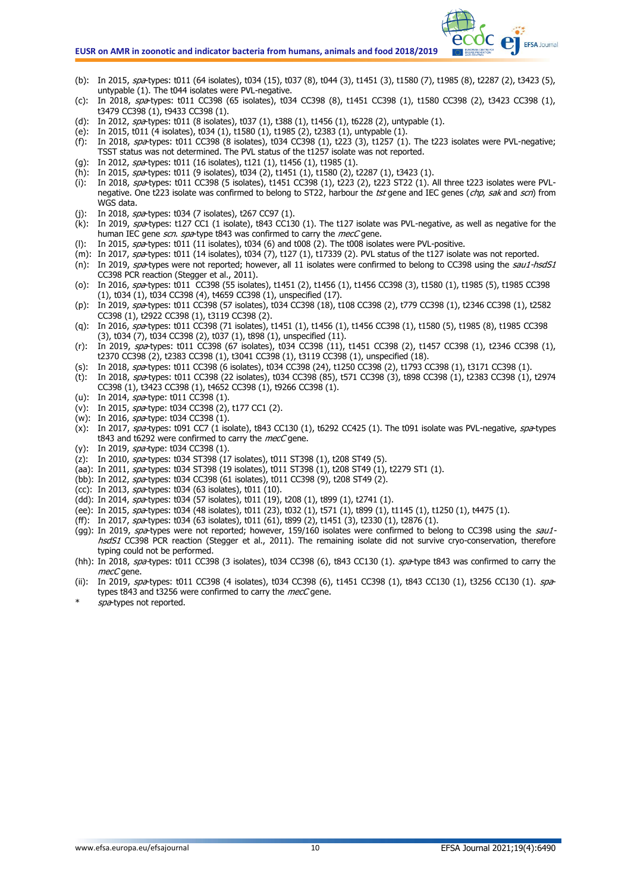(b): In 2015, *spa*-types: t011 (64 isolates), t034 (15), t037 (8), t044 (3), t1451 (3), t1580 (7), t1985 (8), t2287 (2), t3423 (5), untypable (1). The t044 isolates were PVL-negative.

(c): In 2018, *spa*-types: t011 CC398 (65 isolates), t034 CC398 (8), t1451 CC398 (1), t1580 CC398 (2), t3423 CC398 (1), t3479 CC398 (1), t9433 CC398 (1).

(d): In 2012, *spa*-types: t011 (8 isolates), t037 (1), t388 (1), t1456 (1), t6228 (2), untypable (1).

(e): In 2015, t011 (4 isolates), t034 (1), t1580 (1), t1985 (2), t2383 (1), untypable (1).

(f): In 2018, *spa*-types: t011 CC398 (8 isolates), t034 CC398 (1), t223 (3), t1257 (1). The t223 isolates were PVL-negative; TSST status was not determined. The PVL status of the t1257 isolate was not reported.

(g): In 2012, *spa*-types: t011 (16 isolates), t121 (1), t1456 (1), t1985 (1).

(h): In 2015, *spa*-types: t011 (9 isolates), t034 (2), t1451 (1), t1580 (2), t2287 (1), t3423 (1).

(i): In 2018, *spa*-types: t011 CC398 (5 isolates), t1451 CC398 (1), t223 (2), t223 ST22 (1). All three t223 isolates were PVL-negative. One t223 isolate was confirmed to belong to ST22, harbour the *tst* gene and IEC genes (*chp*, *sak* and *scn*) from WGS data.

(j): In 2018, *spa*-types: t034 (7 isolates), t267 CC97 (1).

(k): In 2019, *spa*-types: t127 CC1 (1 isolate), t843 CC130 (1). The t127 isolate was PVL-negative, as well as negative for the human IEC gene *scn*. *spa*-type t843 was confirmed to carry the *mecC* gene.

(l): In 2015, *spa*-types: t011 (11 isolates), t034 (6) and t008 (2). The t008 isolates were PVL-positive.

(m): In 2017, *spa*-types: t011 (14 isolates), t034 (7), t127 (1), t17339 (2). PVL status of the t127 isolate was not reported.

(n): In 2019, *spa*-types were not reported; however, all 11 isolates were confirmed to belong to CC398 using the *sau1-hsdS1* CC398 PCR reaction (Stegger et al., 2011).

(o): In 2016, *spa*-types: t011 CC398 (55 isolates), t1451 (2), t1456 (1), t1456 CC398 (3), t1580 (1), t1985 (5), t1985 CC398 (1), t034 (1), t034 CC398 (4), t4659 CC398 (1), unspecified (17).

(p): In 2019, *spa*-types: t011 CC398 (57 isolates), t034 CC398 (18), t108 CC398 (2), t779 CC398 (1), t2346 CC398 (1), t2582 CC398 (1), t2922 CC398 (1), t3119 CC398 (2).

(q): In 2016, *spa*-types: t011 CC398 (71 isolates), t1451 (1), t1456 (1), t1456 CC398 (1), t1580 (5), t1985 (8), t1985 CC398 (3), t034 (7), t034 CC398 (2), t037 (1), t898 (1), unspecified (11).

(r): In 2019, *spa*-types: t011 CC398 (67 isolates), t034 CC398 (11), t1451 CC398 (2), t1457 CC398 (1), t2346 CC398 (1), t2370 CC398 (2), t2383 CC398 (1), t3041 CC398 (1), t3119 CC398 (1), unspecified (18).

(s): In 2018, *spa*-types: t011 CC398 (6 isolates), t034 CC398 (24), t1250 CC398 (2), t1793 CC398 (1), t3171 CC398 (1).

(t): In 2018, *spa*-types: t011 CC398 (22 isolates), t034 CC398 (85), t571 CC398 (3), t898 CC398 (1), t2383 CC398 (1), t2974 CC398 (1), t3423 CC398 (1), t4652 CC398 (1), t9266 CC398 (1).

(u): In 2014, *spa*-type: t011 CC398 (1).

(v): In 2015, *spa*-type: t034 CC398 (2), t177 CC1 (2).

(w): In 2016, *spa*-type: t034 CC398 (1).

(x): In 2017, *spa*-types: t091 CC7 (1 isolate), t843 CC130 (1), t6292 CC425 (1). The t091 isolate was PVL-negative, *spa*-types t843 and t6292 were confirmed to carry the *mecC* gene.

(y): In 2019, *spa*-type: t034 CC398 (1).

(z): In 2010, *spa*-types: t034 ST398 (17 isolates), t011 ST398 (1), t208 ST49 (5).

(aa): In 2011, *spa*-types: t034 ST398 (19 isolates), t011 ST398 (1), t208 ST49 (1), t2279 ST1 (1).

(bb): In 2012, *spa*-types: t034 CC398 (61 isolates), t011 CC398 (9), t208 ST49 (2).

(cc): In 2013, *spa*-types: t034 (63 isolates), t011 (10).

(dd): In 2014, *spa*-types: t034 (57 isolates), t011 (19), t208 (1), t899 (1), t2741 (1).

(ee): In 2015, *spa*-types: t034 (48 isolates), t011 (23), t032 (1), t571 (1), t899 (1), t1145 (1), t1250 (1), t4475 (1).

(ff): In 2017, *spa*-types: t034 (63 isolates), t011 (61), t899 (2), t1451 (3), t2330 (1), t2876 (1).

(gg): In 2019, *spa*-types were not reported; however, 159/160 isolates were confirmed to belong to CC398 using the *sau1-hsdS1* CC398 PCR reaction (Stegger et al., 2011). The remaining isolate did not survive cryo-conservation, therefore typing could not be performed.

(hh): In 2018, *spa*-types: t011 CC398 (3 isolates), t034 CC398 (6), t843 CC130 (1). *spa*-type t843 was confirmed to carry the *mecC* gene.

(ii): In 2019, *spa*-types: t011 CC398 (4 isolates), t034 CC398 (6), t1451 CC398 (1), t843 CC130 (1), t3256 CC130 (1). *spa*-types t843 and t3256 were confirmed to carry the *mecC* gene.

*: *spa*-types not reported.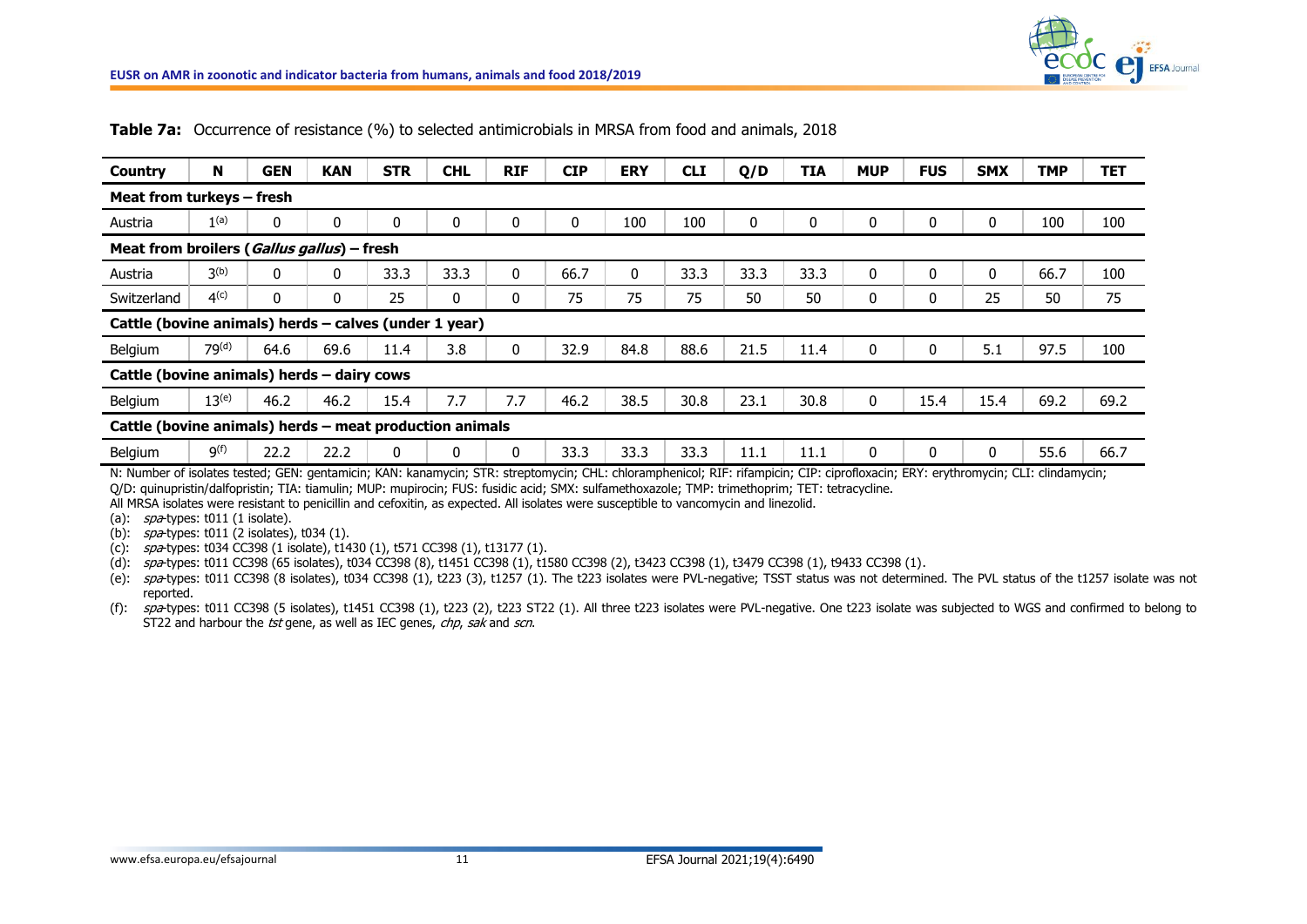**Table 7a:** Occurrence of resistance (%) to selected antimicrobials in MRSA from food and animals, 2018

| Country | N | GEN | KAN | STR | CHL | RIF | CIP | ERY | CLI | Q/D | TIA | MUP | FUS | SMX | TMP | TET |
|---|---|---|---|---|---|---|---|---|---|---|---|---|---|---|---|---|
| **Meat from turkeys – fresh** | | | | | | | | | | | | | | | | |
| Austria | 1[(a)] | 0 | 0 | 0 | 0 | 0 | 0 | 100 | 100 | 0 | 0 | 0 | 0 | 0 | 100 | 100 |
| **Meat from broilers (*Gallus gallus*) – fresh** | | | | | | | | | | | | | | | | |
| Austria | 3[(b)] | 0 | 0 | 33.3 | 33.3 | 0 | 66.7 | 0 | 33.3 | 33.3 | 33.3 | 0 | 0 | 0 | 66.7 | 100 |
| Switzerland | 4[(c)] | 0 | 0 | 25 | 0 | 0 | 75 | 75 | 75 | 50 | 50 | 0 | 0 | 25 | 50 | 75 |
| **Cattle (bovine animals) herds – calves (under 1 year)** | | | | | | | | | | | | | | | | |
| Belgium | 79[(d)] | 64.6 | 69.6 | 11.4 | 3.8 | 0 | 32.9 | 84.8 | 88.6 | 21.5 | 11.4 | 0 | 0 | 5.1 | 97.5 | 100 |
| **Cattle (bovine animals) herds – dairy cows** | | | | | | | | | | | | | | | | |
| Belgium | 13[(e)] | 46.2 | 46.2 | 15.4 | 7.7 | 7.7 | 46.2 | 38.5 | 30.8 | 23.1 | 30.8 | 0 | 15.4 | 15.4 | 69.2 | 69.2 |
| **Cattle (bovine animals) herds – meat production animals** | | | | | | | | | | | | | | | | |
| Belgium | 9[(f)] | 22.2 | 22.2 | 0 | 0 | 0 | 33.3 | 33.3 | 33.3 | 11.1 | 11.1 | 0 | 0 | 0 | 55.6 | 66.7 |

N: Number of isolates tested; GEN: gentamicin; KAN: kanamycin; STR: streptomycin; CHL: chloramphenicol; RIF: rifampicin; CIP: ciprofloxacin; ERY: erythromycin; CLI: clindamycin; Q/D: quinupristin/dalfopristin; TIA: tiamulin; MUP: mupirocin; FUS: fusidic acid; SMX: sulfamethoxazole; TMP: trimethoprim; TET: tetracycline.

All MRSA isolates were resistant to penicillin and cefoxitin, as expected. All isolates were susceptible to vancomycin and linezolid.

(a): *spa*-types: t011 (1 isolate).

(b): *spa*-types: t011 (2 isolates), t034 (1).

(c): *spa*-types: t034 CC398 (1 isolate), t1430 (1), t571 CC398 (1), t13177 (1).

(d): *spa*-types: t011 CC398 (65 isolates), t034 CC398 (8), t1451 CC398 (1), t1580 CC398 (2), t3423 CC398 (1), t3479 CC398 (1), t9433 CC398 (1).

(e): *spa*-types: t011 CC398 (8 isolates), t034 CC398 (1), t223 (3), t1257 (1). The t223 isolates were PVL-negative; TSST status was not determined. The PVL status of the t1257 isolate was not reported.

(f): *spa*-types: t011 CC398 (5 isolates), t1451 CC398 (1), t223 (2), t223 ST22 (1). All three t223 isolates were PVL-negative. One t223 isolate was subjected to WGS and confirmed to belong to ST22 and harbour the *tst* gene, as well as IEC genes, *chp*, *sak* and *scn*.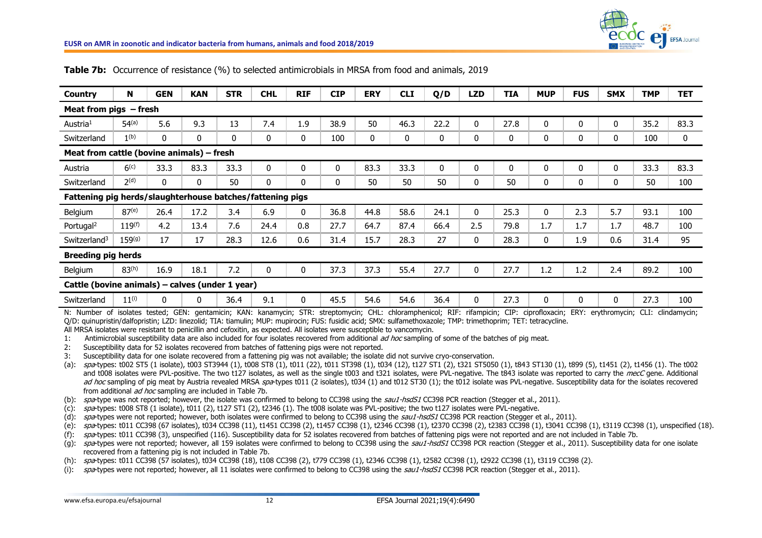**Table 7b:** Occurrence of resistance (%) to selected antimicrobials in MRSA from food and animals, 2019

| Country | N | GEN | KAN | STR | CHL | RIF | CIP | ERY | CLI | Q/D | LZD | TIA | MUP | FUS | SMX | TMP | TET |
|---|---|---|---|---|---|---|---|---|---|---|---|---|---|---|---|---|---|
| **Meat from pigs – fresh** | | | | | | | | | | | | | | | | | |
| Austria[1] | 54[(a)] | 5.6 | 9.3 | 13 | 7.4 | 1.9 | 38.9 | 50 | 46.3 | 22.2 | 0 | 27.8 | 0 | 0 | 0 | 35.2 | 83.3 |
| Switzerland | 1[(b)] | 0 | 0 | 0 | 0 | 0 | 100 | 0 | 0 | 0 | 0 | 0 | 0 | 0 | 0 | 100 | 0 |
| **Meat from cattle (bovine animals) – fresh** | | | | | | | | | | | | | | | | | |
| Austria | 6[(c)] | 33.3 | 83.3 | 33.3 | 0 | 0 | 0 | 83.3 | 33.3 | 0 | 0 | 0 | 0 | 0 | 0 | 33.3 | 83.3 |
| Switzerland | 2[(d)] | 0 | 0 | 50 | 0 | 0 | 0 | 50 | 50 | 50 | 0 | 50 | 0 | 0 | 0 | 50 | 100 |
| **Fattening pig herds/slaughterhouse batches/fattening pigs** | | | | | | | | | | | | | | | | | |
| Belgium | 87[(e)] | 26.4 | 17.2 | 3.4 | 6.9 | 0 | 36.8 | 44.8 | 58.6 | 24.1 | 0 | 25.3 | 0 | 2.3 | 5.7 | 93.1 | 100 |
| Portugal[2] | 119[(f)] | 4.2 | 13.4 | 7.6 | 24.4 | 0.8 | 27.7 | 64.7 | 87.4 | 66.4 | 2.5 | 79.8 | 1.7 | 1.7 | 1.7 | 48.7 | 100 |
| Switzerland[3] | 159[(g)] | 17 | 17 | 28.3 | 12.6 | 0.6 | 31.4 | 15.7 | 28.3 | 27 | 0 | 28.3 | 0 | 1.9 | 0.6 | 31.4 | 95 |
| **Breeding pig herds** | | | | | | | | | | | | | | | | | |
| Belgium | 83[(h)] | 16.9 | 18.1 | 7.2 | 0 | 0 | 37.3 | 37.3 | 55.4 | 27.7 | 0 | 27.7 | 1.2 | 1.2 | 2.4 | 89.2 | 100 |
| **Cattle (bovine animals) – calves (under 1 year)** | | | | | | | | | | | | | | | | | |
| Switzerland | 11[(i)] | 0 | 0 | 36.4 | 9.1 | 0 | 45.5 | 54.6 | 54.6 | 36.4 | 0 | 27.3 | 0 | 0 | 0 | 27.3 | 100 |

N: Number of isolates tested; GEN: gentamicin; KAN: kanamycin; STR: streptomycin; CHL: chloramphenicol; RIF: rifampicin; CIP: ciprofloxacin; ERY: erythromycin; CLI: clindamycin; Q/D: quinupristin/dalfopristin; LZD: linezolid; TIA: tiamulin; MUP: mupirocin; FUS: fusidic acid; SMX: sulfamethoxazole; TMP: trimethoprim; TET: tetracycline.

All MRSA isolates were resistant to penicillin and cefoxitin, as expected. All isolates were susceptible to vancomycin.

1: Antimicrobial susceptibility data are also included for four isolates recovered from additional *ad hoc* sampling of some of the batches of pig meat.

2: Susceptibility data for 52 isolates recovered from batches of fattening pigs were not reported.

3: Susceptibility data for one isolate recovered from a fattening pig was not available; the isolate did not survive cryo-conservation.

(a): *spa*-types: t002 ST5 (1 isolate), t003 ST3944 (1), t008 ST8 (1), t011 (22), t011 ST398 (1), t034 (12), t127 ST1 (2), t321 ST5050 (1), t843 ST130 (1), t899 (5), t1451 (2), t1456 (1). The t002 and t008 isolates were PVL-positive. The two t127 isolates, as well as the single t003 and t321 isolates, were PVL-negative. The t843 isolate was reported to carry the *mecC* gene. Additional *ad hoc* sampling of pig meat by Austria revealed MRSA *spa*-types t011 (2 isolates), t034 (1) and t012 ST30 (1); the t012 isolate was PVL-negative. Susceptibility data for the isolates recovered from additional *ad hoc* sampling are included in Table 7b.

(b): *spa*-type was not reported; however, the isolate was confirmed to belong to CC398 using the *sau1-hsdS1* CC398 PCR reaction (Stegger et al., 2011).

(c): *spa*-types: t008 ST8 (1 isolate), t011 (2), t127 ST1 (2), t2346 (1). The t008 isolate was PVL-positive; the two t127 isolates were PVL-negative.

(d): *spa*-types were not reported; however, both isolates were confirmed to belong to CC398 using the *sau1-hsdS1* CC398 PCR reaction (Stegger et al., 2011).

(e): *spa*-types: t011 CC398 (67 isolates), t034 CC398 (11), t1451 CC398 (2), t1457 CC398 (1), t2346 CC398 (1), t2370 CC398 (2), t2383 CC398 (1), t3041 CC398 (1), t3119 CC398 (1), unspecified (18).

(f): *spa*-types: t011 CC398 (3), unspecified (116). Susceptibility data for 52 isolates recovered from batches of fattening pigs were not reported and are not included in Table 7b.

(g): *spa*-types were not reported; however, all 159 isolates were confirmed to belong to CC398 using the *sau1-hsdS1* CC398 PCR reaction (Stegger et al., 2011). Susceptibility data for one isolate recovered from a fattening pig is not included in Table 7b.

(h): *spa*-types: t011 CC398 (57 isolates), t034 CC398 (18), t108 CC398 (2), t779 CC398 (1), t2346 CC398 (1), t2582 CC398 (1), t2922 CC398 (1), t3119 CC398 (2).

(i): *spa*-types were not reported; however, all 11 isolates were confirmed to belong to CC398 using the *sau1-hsdS1* CC398 PCR reaction (Stegger et al., 2011).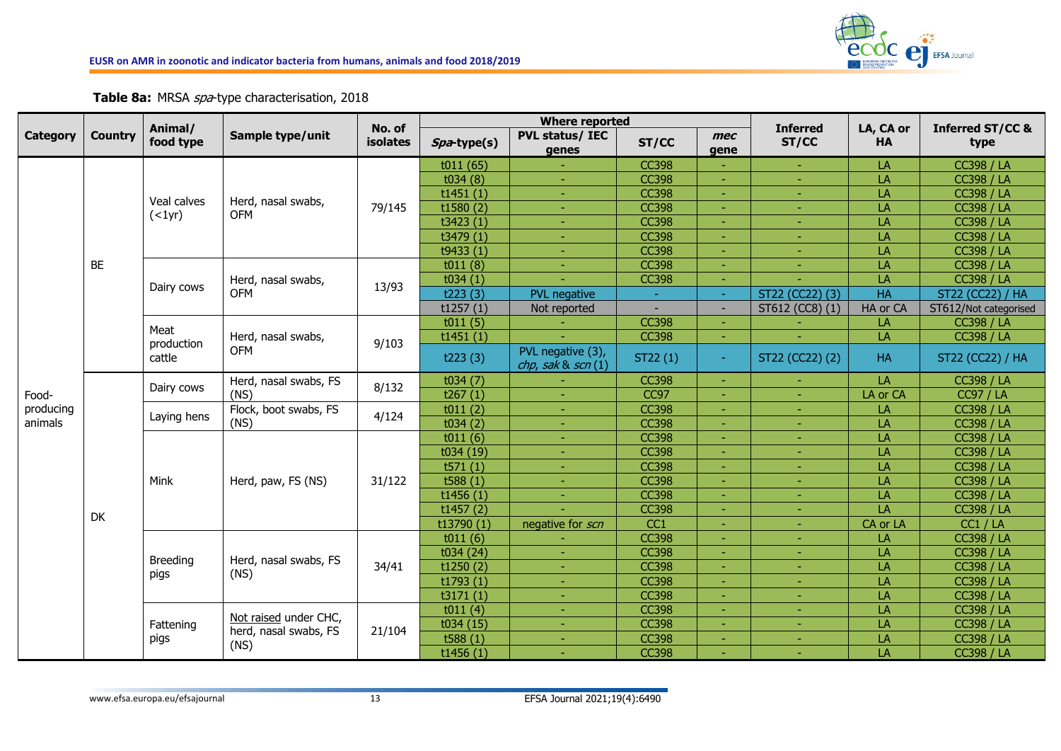**Table 8a:** MRSA *spa*-type characterisation, 2018

| Category | Country | Animal/ food type | Sample type/unit | No. of isolates | Where reported | | | | Inferred ST/CC | LA, CA or HA | Inferred ST/CC & type |
|---|---|---|---|---|---|---|---|---|---|---|---|
| | | | | | *Spa*-type(s) | PVL status/ IEC genes | ST/CC | *mec* gene | | | |
| Food-producing animals | BE | Veal calves (<1yr) | Herd, nasal swabs, OFM | 79/145 | t011 (65) | - | CC398 | - | - | LA | CC398 / LA |
| | | | | | t034 (8) | - | CC398 | - | - | LA | CC398 / LA |
| | | | | | t1451 (1) | - | CC398 | - | - | LA | CC398 / LA |
| | | | | | t1580 (2) | - | CC398 | - | - | LA | CC398 / LA |
| | | | | | t3423 (1) | - | CC398 | - | - | LA | CC398 / LA |
| | | | | | t3479 (1) | - | CC398 | - | - | LA | CC398 / LA |
| | | | | | t9433 (1) | - | CC398 | - | - | LA | CC398 / LA |
| | | Dairy cows | Herd, nasal swabs, OFM | 13/93 | t011 (8) | - | CC398 | - | - | LA | CC398 / LA |
| | | | | | t034 (1) | - | CC398 | - | - | LA | CC398 / LA |
| | | | | | t223 (3) | PVL negative | - | - | ST22 (CC22) (3) | HA | ST22 (CC22) / HA |
| | | | | | t1257 (1) | Not reported | - | - | ST612 (CC8) (1) | HA or CA | ST612/Not categorised |
| | | Meat production cattle | Herd, nasal swabs, OFM | 9/103 | t011 (5) | - | CC398 | - | - | LA | CC398 / LA |
| | | | | | t1451 (1) | - | CC398 | - | - | LA | CC398 / LA |
| | | | | | t223 (3) | PVL negative (3), *chp*, *sak* & *scn* (1) | ST22 (1) | - | ST22 (CC22) (2) | HA | ST22 (CC22) / HA |
| | DK | Dairy cows | Herd, nasal swabs, FS (NS) | 8/132 | t034 (7) | - | CC398 | - | - | LA | CC398 / LA |
| | | | | | t267 (1) | - | CC97 | - | - | LA or CA | CC97 / LA |
| | | Laying hens | Flock, boot swabs, FS (NS) | 4/124 | t011 (2) | - | CC398 | - | - | LA | CC398 / LA |
| | | | | | t034 (2) | - | CC398 | - | - | LA | CC398 / LA |
| | | Mink | Herd, paw, FS (NS) | 31/122 | t011 (6) | - | CC398 | - | - | LA | CC398 / LA |
| | | | | | t034 (19) | - | CC398 | - | - | LA | CC398 / LA |
| | | | | | t571 (1) | - | CC398 | - | - | LA | CC398 / LA |
| | | | | | t588 (1) | - | CC398 | - | - | LA | CC398 / LA |
| | | | | | t1456 (1) | - | CC398 | - | - | LA | CC398 / LA |
| | | | | | t1457 (2) | - | CC398 | - | - | LA | CC398 / LA |
| | | | | | t13790 (1) | negative for *scn* | CC1 | - | - | CA or LA | CC1 / LA |
| | | Breeding pigs | Herd, nasal swabs, FS (NS) | 34/41 | t011 (6) | - | CC398 | - | - | LA | CC398 / LA |
| | | | | | t034 (24) | - | CC398 | - | - | LA | CC398 / LA |
| | | | | | t1250 (2) | - | CC398 | - | - | LA | CC398 / LA |
| | | | | | t1793 (1) | - | CC398 | - | - | LA | CC398 / LA |
| | | | | | t3171 (1) | - | CC398 | - | - | LA | CC398 / LA |
| | | Fattening pigs | Not raised under CHC, herd, nasal swabs, FS (NS) | 21/104 | t011 (4) | - | CC398 | - | - | LA | CC398 / LA |
| | | | | | t034 (15) | - | CC398 | - | - | LA | CC398 / LA |
| | | | | | t588 (1) | - | CC398 | - | - | LA | CC398 / LA |
| | | | | | t1456 (1) | - | CC398 | - | - | LA | CC398 / LA |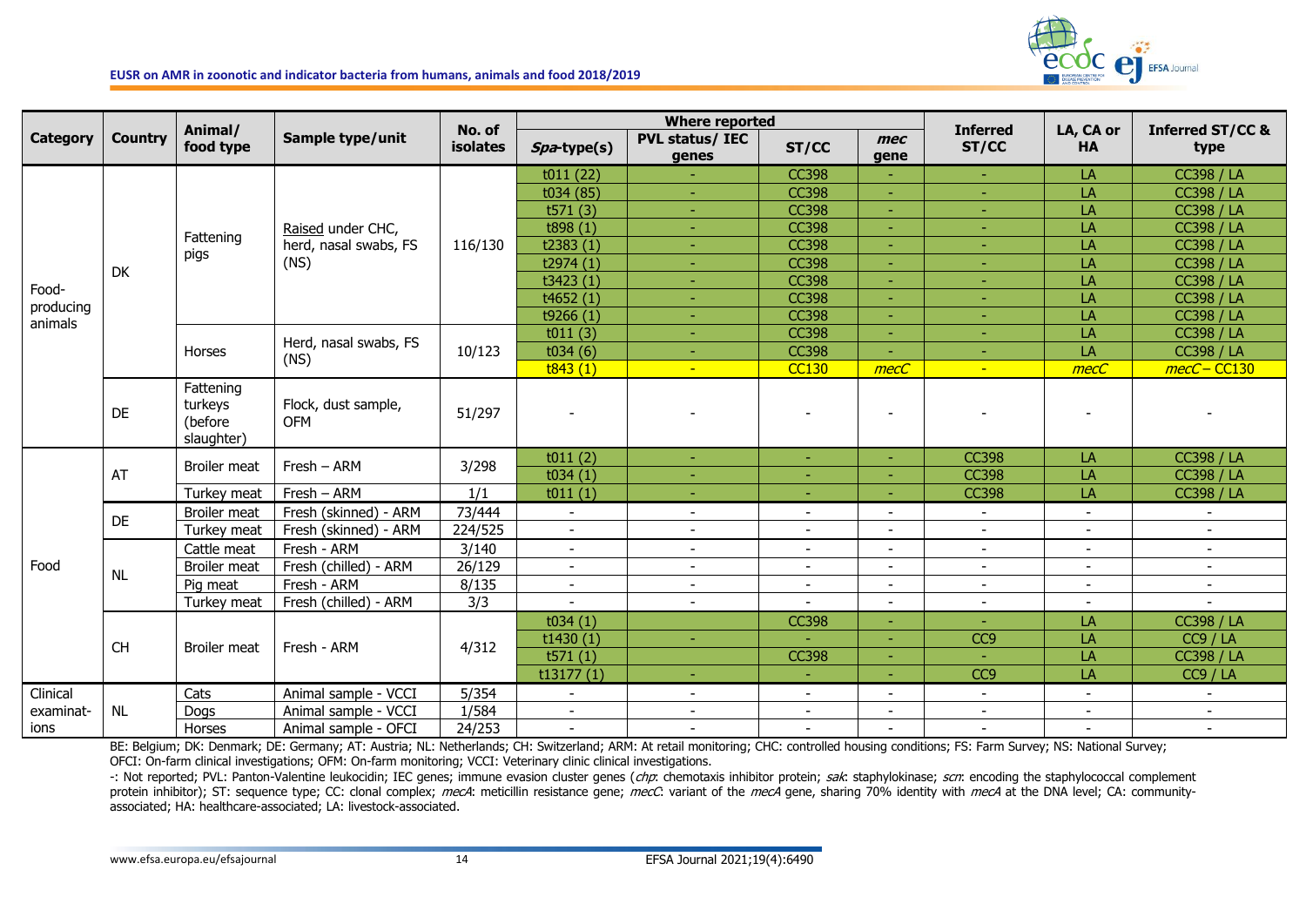| Category | Country | Animal/ food type | Sample type/unit | No. of isolates | Where reported | | | | Inferred ST/CC | LA, CA or HA | Inferred ST/CC & type |
|---|---|---|---|---|---|---|---|---|---|---|---|
| | | | | | *Spa*-type(s) | PVL status/ IEC genes | ST/CC | *mec* gene | | | |
| Food-producing animals | DK | Fattening pigs | Raised under CHC, herd, nasal swabs, FS (NS) | 116/130 | t011 (22) | - | CC398 | - | - | LA | CC398 / LA |
| | | | | | t034 (85) | - | CC398 | - | - | LA | CC398 / LA |
| | | | | | t571 (3) | - | CC398 | - | - | LA | CC398 / LA |
| | | | | | t898 (1) | - | CC398 | - | - | LA | CC398 / LA |
| | | | | | t2383 (1) | - | CC398 | - | - | LA | CC398 / LA |
| | | | | | t2974 (1) | - | CC398 | - | - | LA | CC398 / LA |
| | | | | | t3423 (1) | - | CC398 | - | - | LA | CC398 / LA |
| | | | | | t4652 (1) | - | CC398 | - | - | LA | CC398 / LA |
| | | | | | t9266 (1) | - | CC398 | - | - | LA | CC398 / LA |
| | | Horses | Herd, nasal swabs, FS (NS) | 10/123 | t011 (3) | - | CC398 | - | - | LA | CC398 / LA |
| | | | | | t034 (6) | - | CC398 | - | - | LA | CC398 / LA |
| | | | | | t843 (1) | - | CC130 | *mecC* | - | *mecC* | *mecC* – CC130 |
| | DE | Fattening turkeys (before slaughter) | Flock, dust sample, OFM | 51/297 | - | - | - | - | - | - | - |
| Food | AT | Broiler meat | Fresh – ARM | 3/298 | t011 (2) | - | - | - | CC398 | LA | CC398 / LA |
| | | | | | t034 (1) | - | - | - | CC398 | LA | CC398 / LA |
| | | Turkey meat | Fresh – ARM | 1/1 | t011 (1) | - | - | - | CC398 | LA | CC398 / LA |
| | DE | Broiler meat | Fresh (skinned) - ARM | 73/444 | - | - | - | - | - | - | - |
| | | Turkey meat | Fresh (skinned) - ARM | 224/525 | - | - | - | - | - | - | - |
| | NL | Cattle meat | Fresh - ARM | 3/140 | - | - | - | - | - | - | - |
| | | Broiler meat | Fresh (chilled) - ARM | 26/129 | - | - | - | - | - | - | - |
| | | Pig meat | Fresh - ARM | 8/135 | - | - | - | - | - | - | - |
| | | Turkey meat | Fresh (chilled) - ARM | 3/3 | - | - | - | - | - | - | - |
| | CH | Broiler meat | Fresh - ARM | 4/312 | t034 (1) | | CC398 | - | - | LA | CC398 / LA |
| | | | | | t1430 (1) | - | - | - | CC9 | LA | CC9 / LA |
| | | | | | t571 (1) | | CC398 | - | - | LA | CC398 / LA |
| | | | | | t13177 (1) | - | - | - | CC9 | LA | CC9 / LA |
| Clinical examinations | NL | Cats | Animal sample - VCCI | 5/354 | - | - | - | - | - | - | - |
| | | Dogs | Animal sample - VCCI | 1/584 | - | - | - | - | - | - | - |
| | | Horses | Animal sample - OFCI | 24/253 | - | - | - | - | - | - | - |

BE: Belgium; DK: Denmark; DE: Germany; AT: Austria; NL: Netherlands; CH: Switzerland; ARM: At retail monitoring; CHC: controlled housing conditions; FS: Farm Survey; NS: National Survey; OFCI: On-farm clinical investigations; OFM: On-farm monitoring; VCCI: Veterinary clinic clinical investigations.

-: Not reported; PVL: Panton-Valentine leukocidin; IEC genes; immune evasion cluster genes (*chp*: chemotaxis inhibitor protein; *sak*: staphylokinase; *scn*: encoding the staphylococcal complement protein inhibitor); ST: sequence type; CC: clonal complex; *mecA*: meticillin resistance gene; *mecC*: variant of the *mecA* gene, sharing 70% identity with *mecA* at the DNA level; CA: community-associated; HA: healthcare-associated; LA: livestock-associated.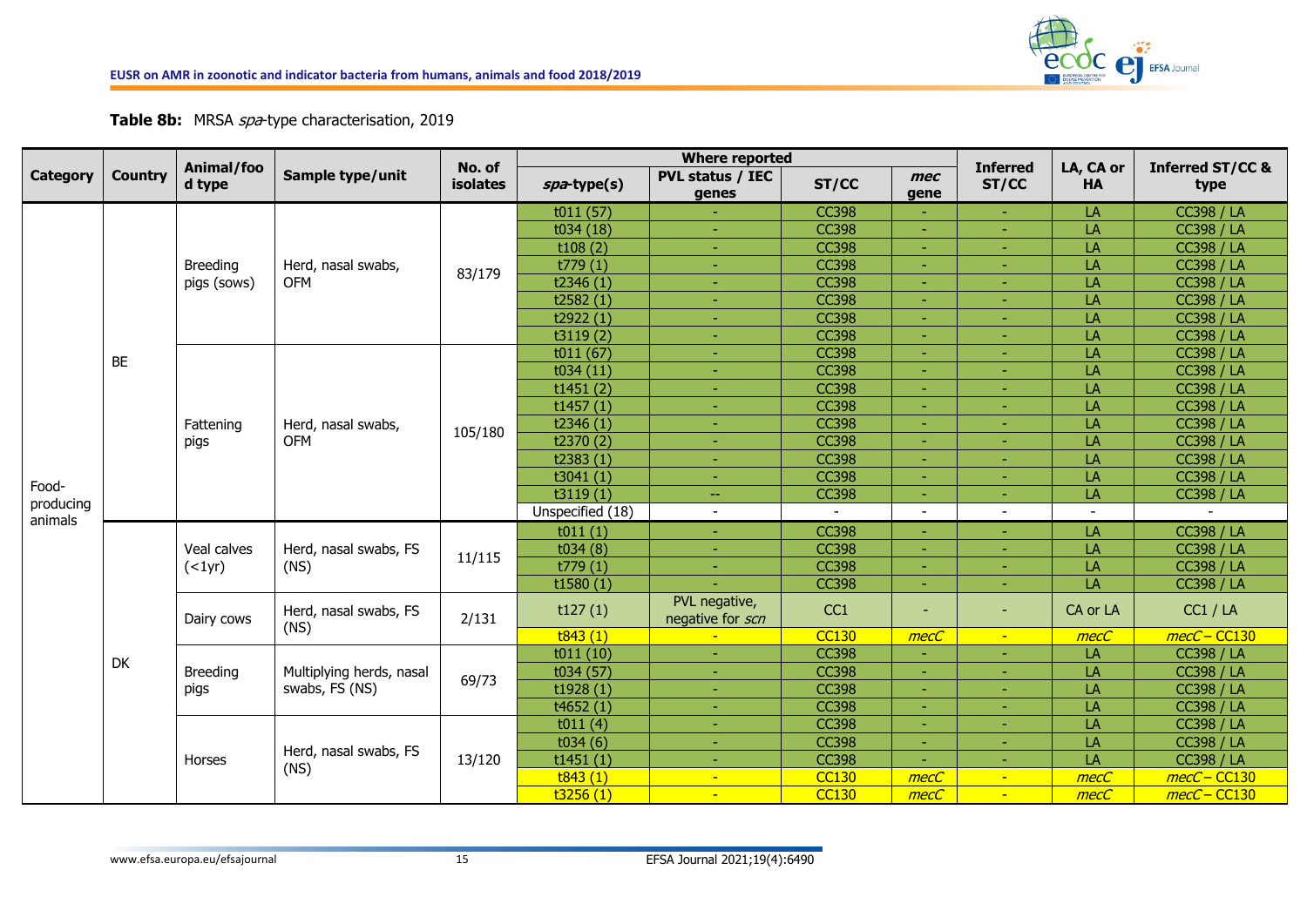**Table 8b:** MRSA *spa*-type characterisation, 2019

| Category | Country | Animal/food type | Sample type/unit | No. of isolates | Where reported | | | | Inferred ST/CC | LA, CA or HA | Inferred ST/CC & type |
|---|---|---|---|---|---|---|---|---|---|---|---|
| | | | | | *spa*-type(s) | PVL status / IEC genes | ST/CC | *mec* gene | | | |
| Food-producing animals | BE | Breeding pigs (sows) | Herd, nasal swabs, OFM | 83/179 | t011 (57) | - | CC398 | - | - | LA | CC398 / LA |
| | | | | | t034 (18) | - | CC398 | - | - | LA | CC398 / LA |
| | | | | | t108 (2) | - | CC398 | - | - | LA | CC398 / LA |
| | | | | | t779 (1) | - | CC398 | - | - | LA | CC398 / LA |
| | | | | | t2346 (1) | - | CC398 | - | - | LA | CC398 / LA |
| | | | | | t2582 (1) | - | CC398 | - | - | LA | CC398 / LA |
| | | | | | t2922 (1) | - | CC398 | - | - | LA | CC398 / LA |
| | | | | | t3119 (2) | - | CC398 | - | - | LA | CC398 / LA |
| | | Fattening pigs | Herd, nasal swabs, OFM | 105/180 | t011 (67) | - | CC398 | - | - | LA | CC398 / LA |
| | | | | | t034 (11) | - | CC398 | - | - | LA | CC398 / LA |
| | | | | | t1451 (2) | - | CC398 | - | - | LA | CC398 / LA |
| | | | | | t1457 (1) | - | CC398 | - | - | LA | CC398 / LA |
| | | | | | t2346 (1) | - | CC398 | - | - | LA | CC398 / LA |
| | | | | | t2370 (2) | - | CC398 | - | - | LA | CC398 / LA |
| | | | | | t2383 (1) | - | CC398 | - | - | LA | CC398 / LA |
| | | | | | t3041 (1) | - | CC398 | - | - | LA | CC398 / LA |
| | | | | | t3119 (1) | -- | CC398 | - | - | LA | CC398 / LA |
| | | | | | Unspecified (18) | - | - | - | - | - | - |
| | DK | Veal calves (<1yr) | Herd, nasal swabs, FS (NS) | 11/115 | t011 (1) | - | CC398 | - | - | LA | CC398 / LA |
| | | | | | t034 (8) | - | CC398 | - | - | LA | CC398 / LA |
| | | | | | t779 (1) | - | CC398 | - | - | LA | CC398 / LA |
| | | | | | t1580 (1) | - | CC398 | - | - | LA | CC398 / LA |
| | | Dairy cows | Herd, nasal swabs, FS (NS) | 2/131 | t127 (1) | PVL negative, negative for *scn* | CC1 | - | - | CA or LA | CC1 / LA |
| | | | | | t843 (1) | - | CC130 | *mecC* | - | *mecC* | *mecC* – CC130 |
| | | Breeding pigs | Multiplying herds, nasal swabs, FS (NS) | 69/73 | t011 (10) | - | CC398 | - | - | LA | CC398 / LA |
| | | | | | t034 (57) | - | CC398 | - | - | LA | CC398 / LA |
| | | | | | t1928 (1) | - | CC398 | - | - | LA | CC398 / LA |
| | | | | | t4652 (1) | - | CC398 | - | - | LA | CC398 / LA |
| | | Horses | Herd, nasal swabs, FS (NS) | 13/120 | t011 (4) | - | CC398 | - | - | LA | CC398 / LA |
| | | | | | t034 (6) | - | CC398 | - | - | LA | CC398 / LA |
| | | | | | t1451 (1) | - | CC398 | - | - | LA | CC398 / LA |
| | | | | | t843 (1) | - | CC130 | *mecC* | - | *mecC* | *mecC* – CC130 |
| | | | | | t3256 (1) | - | CC130 | *mecC* | - | *mecC* | *mecC* – CC130 |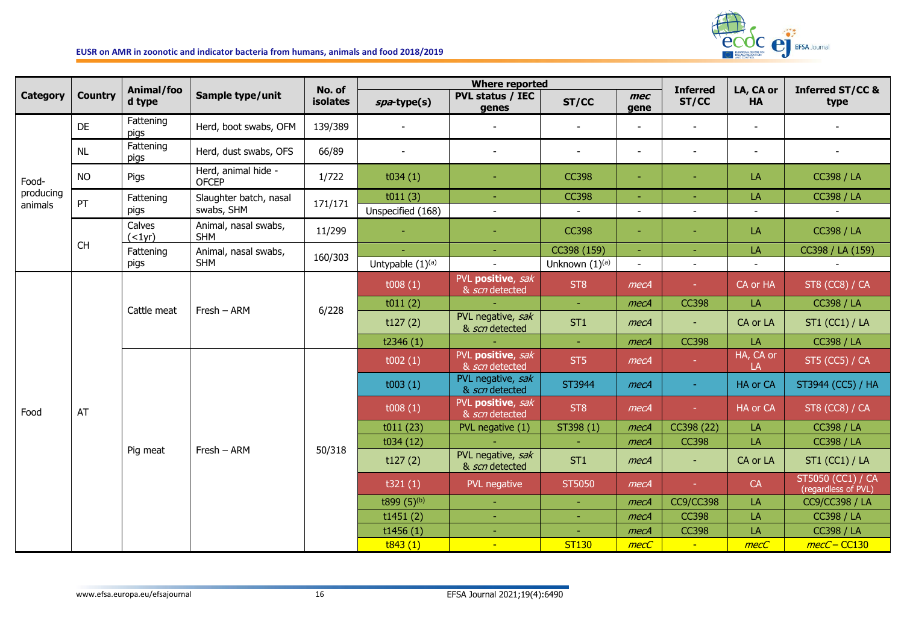| Category | Country | Animal/food type | Sample type/unit | No. of isolates | Where reported | | | | Inferred ST/CC | LA, CA or HA | Inferred ST/CC & type |
|---|---|---|---|---|---|---|---|---|---|---|---|
| | | | | | *spa*-type(s) | PVL status / IEC genes | ST/CC | *mec* gene | | | |
| Food-producing animals | DE | Fattening pigs | Herd, boot swabs, OFM | 139/389 | - | - | - | - | - | - | - |
| | NL | Fattening pigs | Herd, dust swabs, OFS | 66/89 | - | - | - | - | - | - | - |
| | NO | Pigs | Herd, animal hide - OFCEP | 1/722 | t034 (1) | - | CC398 | - | - | LA | CC398 / LA |
| | PT | Fattening pigs | Slaughter batch, nasal swabs, SHM | 171/171 | t011 (3) | - | CC398 | - | - | LA | CC398 / LA |
| | | | | | Unspecified (168) | - | - | - | - | - | - |
| | CH | Calves (<1yr) | Animal, nasal swabs, SHM | 11/299 | - | - | CC398 | - | - | LA | CC398 / LA |
| | | Fattening pigs | Animal, nasal swabs, SHM | 160/303 | - | - | CC398 (159) | - | - | LA | CC398 / LA (159) |
| | | | | | Untypable (1)[(a)] | - | Unknown (1)[(a)] | - | - | - | - |
| Food | AT | Cattle meat | Fresh – ARM | 6/228 | t008 (1) | PVL **positive**, *sak* & *scn* detected | ST8 | *mecA* | - | CA or HA | ST8 (CC8) / CA |
| | | | | | t011 (2) | - | - | *mecA* | CC398 | LA | CC398 / LA |
| | | | | | t127 (2) | PVL negative, *sak* & *scn* detected | ST1 | *mecA* | - | CA or LA | ST1 (CC1) / LA |
| | | | | | t2346 (1) | - | - | *mecA* | CC398 | LA | CC398 / LA |
| | | Pig meat | Fresh – ARM | 50/318 | t002 (1) | PVL **positive**, *sak* & *scn* detected | ST5 | *mecA* | - | HA, CA or LA | ST5 (CC5) / CA |
| | | | | | t003 (1) | PVL negative, *sak* & *scn* detected | ST3944 | *mecA* | - | HA or CA | ST3944 (CC5) / HA |
| | | | | | t008 (1) | PVL **positive**, *sak* & *scn* detected | ST8 | *mecA* | - | HA or CA | ST8 (CC8) / CA |
| | | | | | t011 (23) | PVL negative (1) | ST398 (1) | *mecA* | CC398 (22) | LA | CC398 / LA |
| | | | | | t034 (12) | - | - | *mecA* | CC398 | LA | CC398 / LA |
| | | | | | t127 (2) | PVL negative, *sak* & *scn* detected | ST1 | *mecA* | - | CA or LA | ST1 (CC1) / LA |
| | | | | | t321 (1) | PVL negative | ST5050 | *mecA* | - | CA | ST5050 (CC1) / CA (regardless of PVL) |
| | | | | | t899 (5)[(b)] | - | - | *mecA* | CC9/CC398 | LA | CC9/CC398 / LA |
| | | | | | t1451 (2) | - | - | *mecA* | CC398 | LA | CC398 / LA |
| | | | | | t1456 (1) | - | - | *mecA* | CC398 | LA | CC398 / LA |
| | | | | | t843 (1) | - | ST130 | *mecC* | - | *mecC* | *mecC* – CC130 |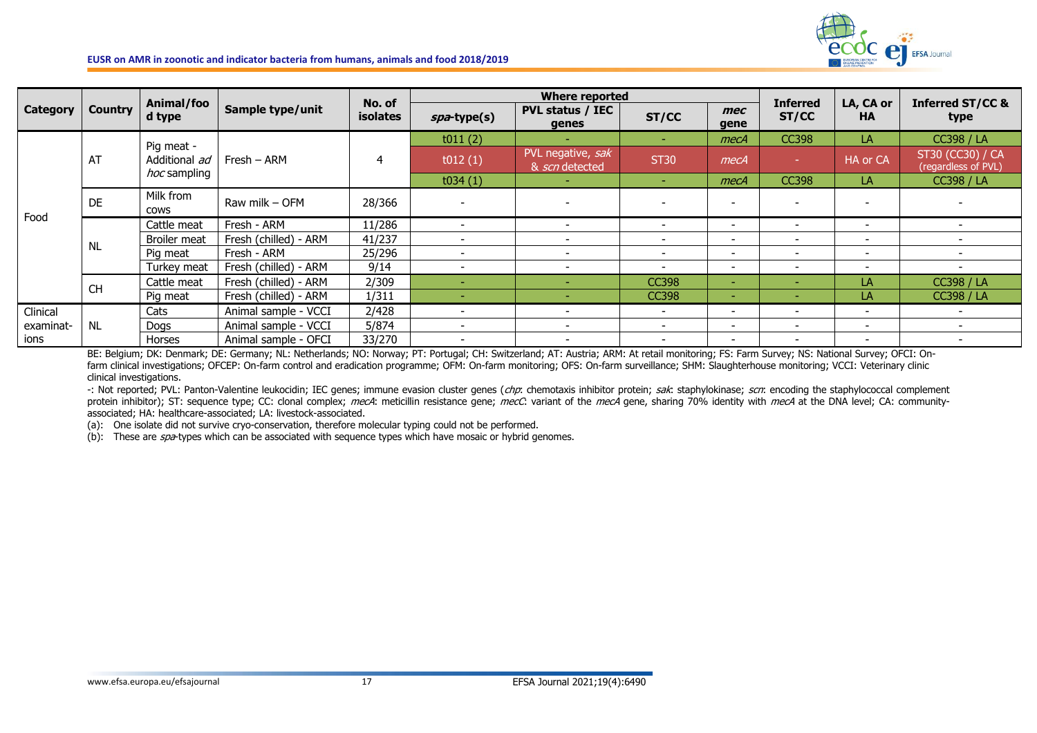| Category | Country | Animal/food type | Sample type/unit | No. of isolates | Where reported | | | | Inferred ST/CC | LA, CA or HA | Inferred ST/CC & type |
|---|---|---|---|---|---|---|---|---|---|---|---|
| | | | | | *spa*-type(s) | PVL status / IEC genes | ST/CC | *mec* gene | | | |
| Food | AT | Pig meat - Additional *ad hoc* sampling | Fresh – ARM | 4 | t011 (2) | - | - | *mecA* | CC398 | LA | CC398 / LA |
| | | | | | t012 (1) | PVL negative, *sak* & *scn* detected | ST30 | *mecA* | - | HA or CA | ST30 (CC30) / CA (regardless of PVL) |
| | | | | | t034 (1) | - | - | *mecA* | CC398 | LA | CC398 / LA |
| | DE | Milk from cows | Raw milk – OFM | 28/366 | - | - | - | - | - | - | - |
| | NL | Cattle meat | Fresh - ARM | 11/286 | - | - | - | - | - | - | - |
| | | Broiler meat | Fresh (chilled) - ARM | 41/237 | - | - | - | - | - | - | - |
| | | Pig meat | Fresh - ARM | 25/296 | - | - | - | - | - | - | - |
| | | Turkey meat | Fresh (chilled) - ARM | 9/14 | - | - | - | - | - | - | - |
| | CH | Cattle meat | Fresh (chilled) - ARM | 2/309 | - | - | CC398 | - | - | LA | CC398 / LA |
| | | Pig meat | Fresh (chilled) - ARM | 1/311 | - | - | CC398 | - | - | LA | CC398 / LA |
| Clinical examinations | NL | Cats | Animal sample - VCCI | 2/428 | - | - | - | - | - | - | - |
| | | Dogs | Animal sample - VCCI | 5/874 | - | - | - | - | - | - | - |
| | | Horses | Animal sample - OFCI | 33/270 | - | - | - | - | - | - | - |

BE: Belgium; DK: Denmark; DE: Germany; NL: Netherlands; NO: Norway; PT: Portugal; CH: Switzerland; AT: Austria; ARM: At retail monitoring; FS: Farm Survey; NS: National Survey; OFCI: On-farm clinical investigations; OFCEP: On-farm control and eradication programme; OFM: On-farm monitoring; OFS: On-farm surveillance; SHM: Slaughterhouse monitoring; VCCI: Veterinary clinic clinical investigations.

-: Not reported; PVL: Panton-Valentine leukocidin; IEC genes; immune evasion cluster genes (*chp*: chemotaxis inhibitor protein; *sak*: staphylokinase; *scn*: encoding the staphylococcal complement protein inhibitor); ST: sequence type; CC: clonal complex; *mecA*: meticillin resistance gene; *mecC*: variant of the *mecA* gene, sharing 70% identity with *mecA* at the DNA level; CA: community-associated; HA: healthcare-associated; LA: livestock-associated.

(a): One isolate did not survive cryo-conservation, therefore molecular typing could not be performed.

(b): These are *spa*-types which can be associated with sequence types which have mosaic or hybrid genomes.